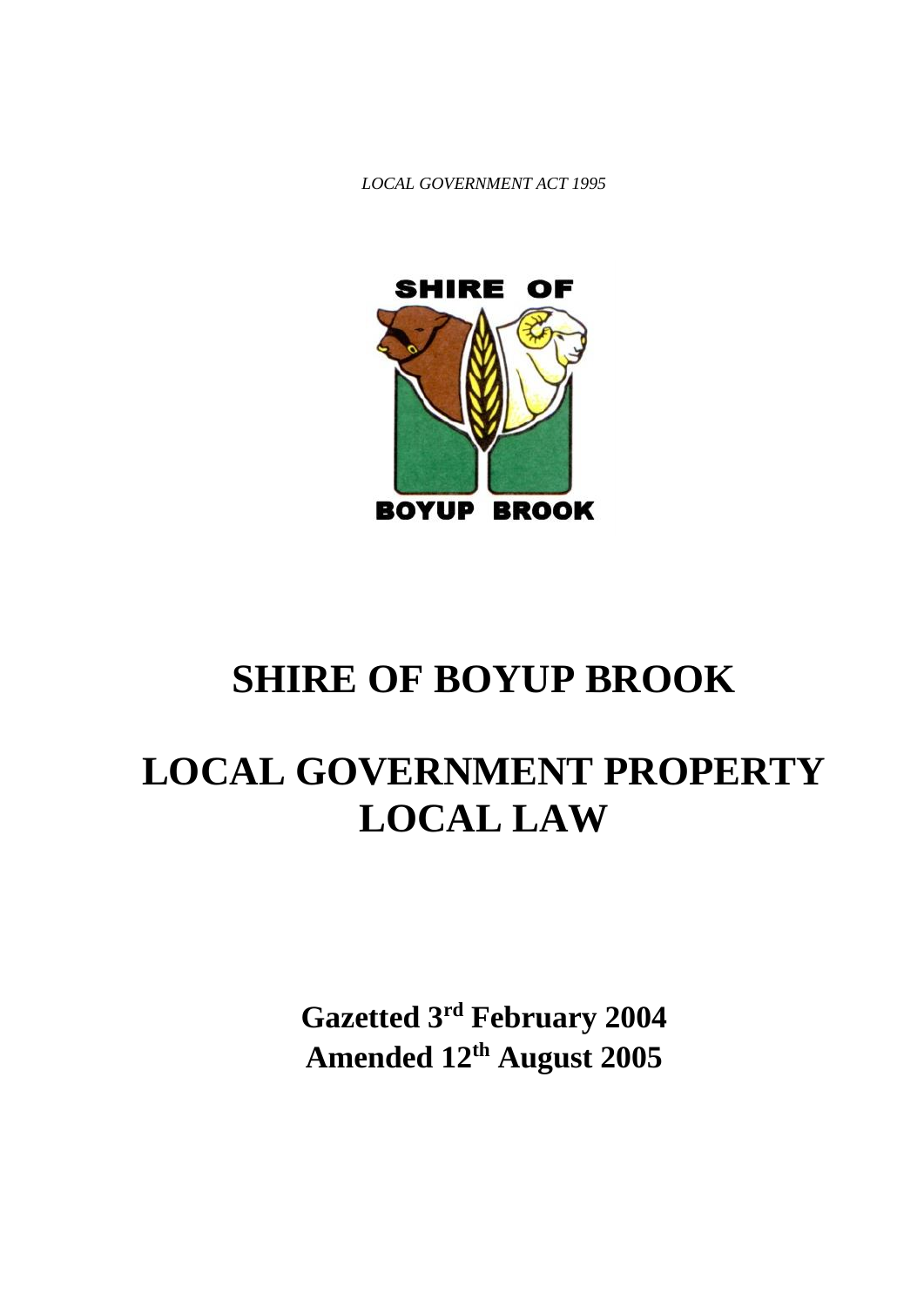*LOCAL GOVERNMENT ACT 1995*

SHIRE OF

BOYUP BROOK

# SHIRE OF BOYUP BROOK

# LOCAL GOVERNMENT PROPERTY LOCAL LAW

**Gazetted 3rd February 2004**
**Amended 12th August 2005**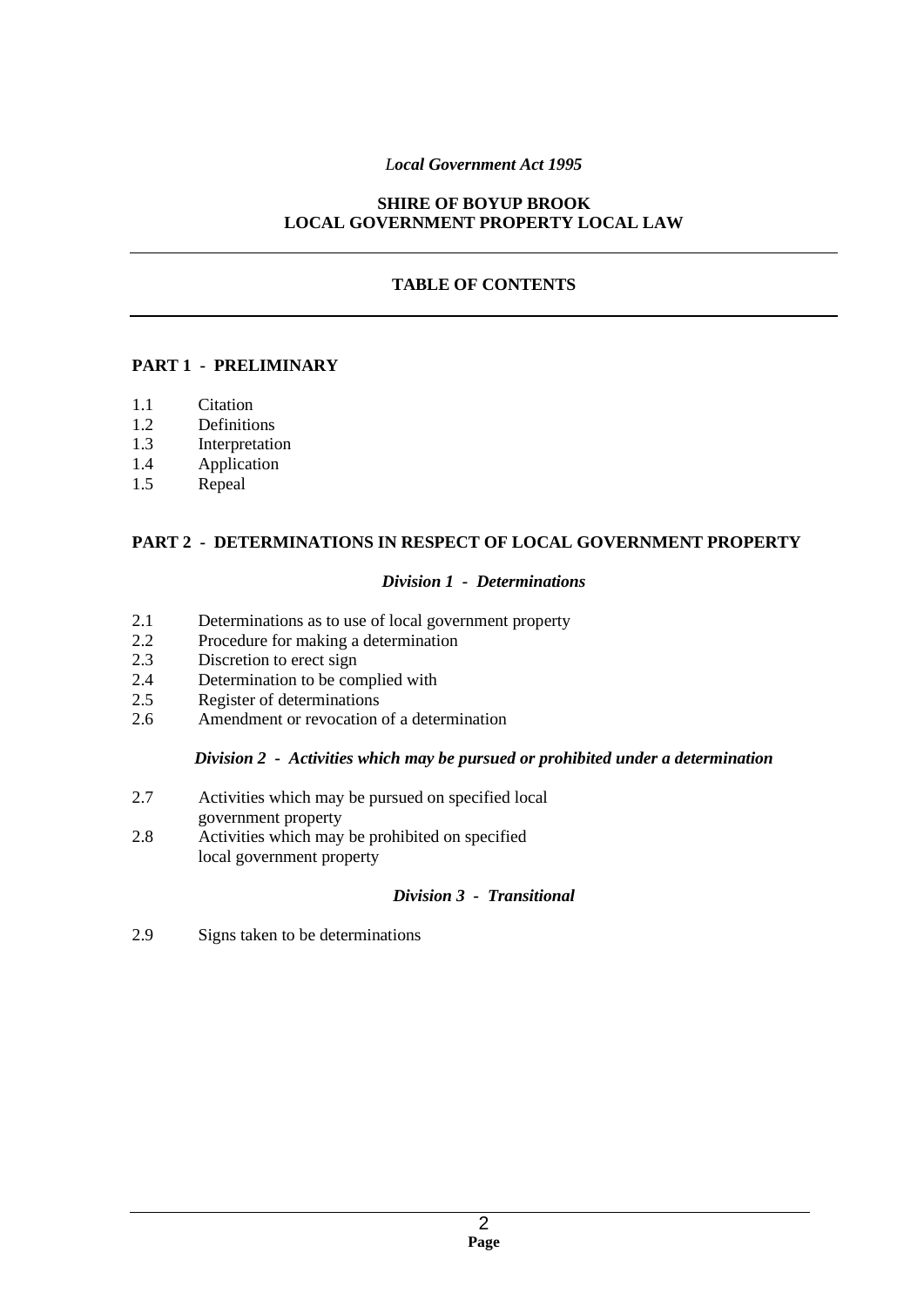*Local Government Act 1995*

**SHIRE OF BOYUP BROOK**
**LOCAL GOVERNMENT PROPERTY LOCAL LAW**

---

## TABLE OF CONTENTS

---

### PART 1 - PRELIMINARY

1.1 Citation
1.2 Definitions
1.3 Interpretation
1.4 Application
1.5 Repeal

### PART 2 - DETERMINATIONS IN RESPECT OF LOCAL GOVERNMENT PROPERTY

#### *Division 1 - Determinations*

2.1 Determinations as to use of local government property
2.2 Procedure for making a determination
2.3 Discretion to erect sign
2.4 Determination to be complied with
2.5 Register of determinations
2.6 Amendment or revocation of a determination

#### *Division 2 - Activities which may be pursued or prohibited under a determination*

2.7 Activities which may be pursued on specified local government property
2.8 Activities which may be prohibited on specified local government property

#### *Division 3 - Transitional*

2.9 Signs taken to be determinations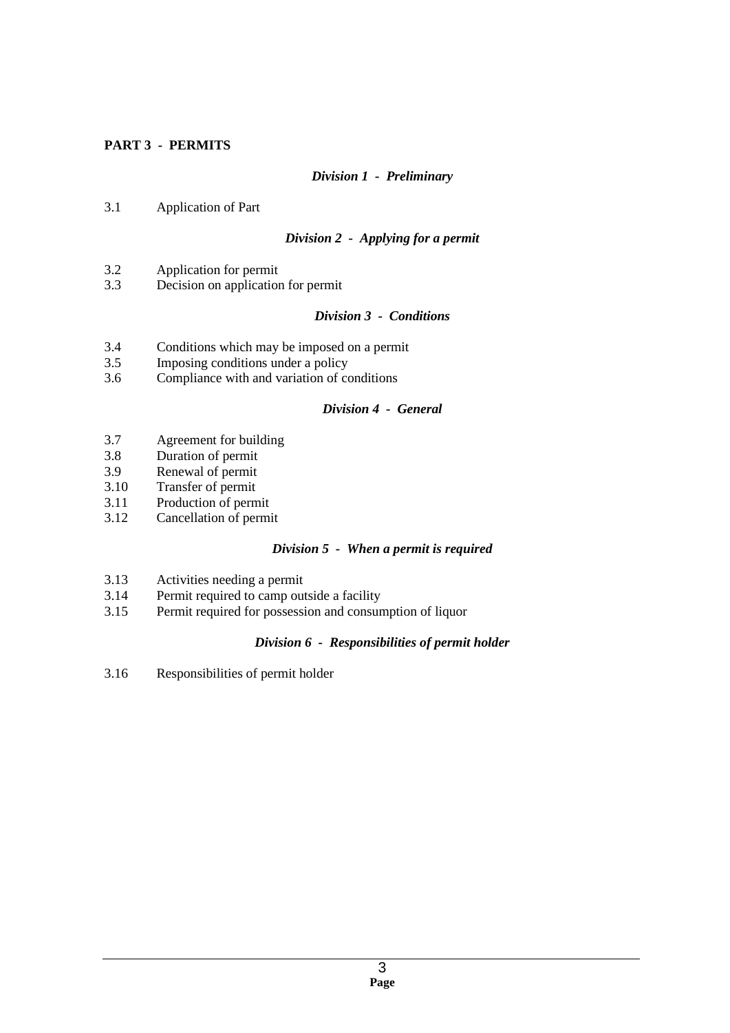**PART 3 - PERMITS**

*Division 1 - Preliminary*

3.1 Application of Part

*Division 2 - Applying for a permit*

3.2 Application for permit
3.3 Decision on application for permit

*Division 3 - Conditions*

3.4 Conditions which may be imposed on a permit
3.5 Imposing conditions under a policy
3.6 Compliance with and variation of conditions

*Division 4 - General*

3.7 Agreement for building
3.8 Duration of permit
3.9 Renewal of permit
3.10 Transfer of permit
3.11 Production of permit
3.12 Cancellation of permit

*Division 5 - When a permit is required*

3.13 Activities needing a permit
3.14 Permit required to camp outside a facility
3.15 Permit required for possession and consumption of liquor

*Division 6 - Responsibilities of permit holder*

3.16 Responsibilities of permit holder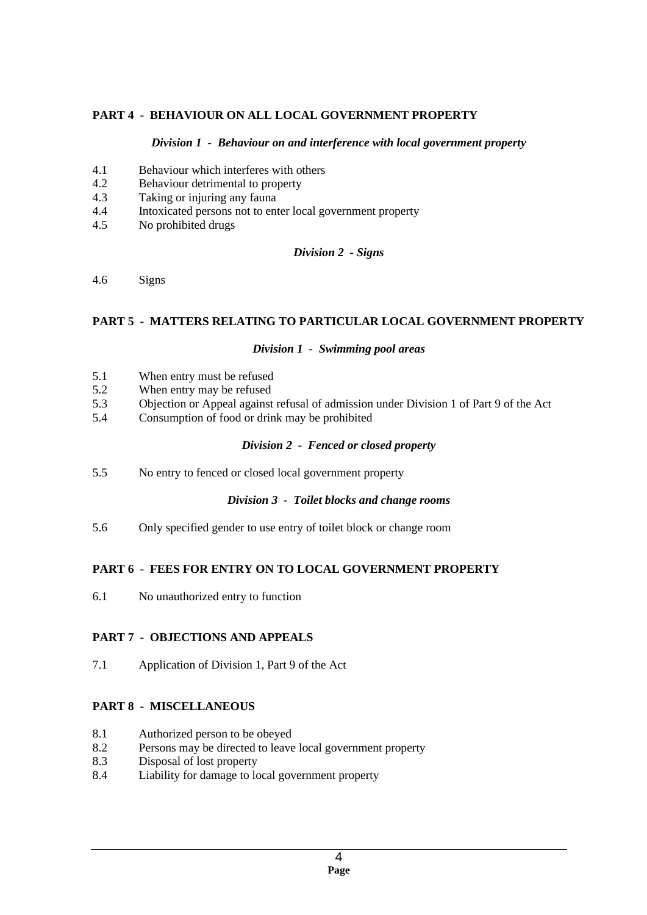**PART 4 - BEHAVIOUR ON ALL LOCAL GOVERNMENT PROPERTY**

***Division 1 - Behaviour on and interference with local government property***

4.1 Behaviour which interferes with others
4.2 Behaviour detrimental to property
4.3 Taking or injuring any fauna
4.4 Intoxicated persons not to enter local government property
4.5 No prohibited drugs

***Division 2 - Signs***

4.6 Signs

**PART 5 - MATTERS RELATING TO PARTICULAR LOCAL GOVERNMENT PROPERTY**

***Division 1 - Swimming pool areas***

5.1 When entry must be refused
5.2 When entry may be refused
5.3 Objection or Appeal against refusal of admission under Division 1 of Part 9 of the Act
5.4 Consumption of food or drink may be prohibited

***Division 2 - Fenced or closed property***

5.5 No entry to fenced or closed local government property

***Division 3 - Toilet blocks and change rooms***

5.6 Only specified gender to use entry of toilet block or change room

**PART 6 - FEES FOR ENTRY ON TO LOCAL GOVERNMENT PROPERTY**

6.1 No unauthorized entry to function

**PART 7 - OBJECTIONS AND APPEALS**

7.1 Application of Division 1, Part 9 of the Act

**PART 8 - MISCELLANEOUS**

8.1 Authorized person to be obeyed
8.2 Persons may be directed to leave local government property
8.3 Disposal of lost property
8.4 Liability for damage to local government property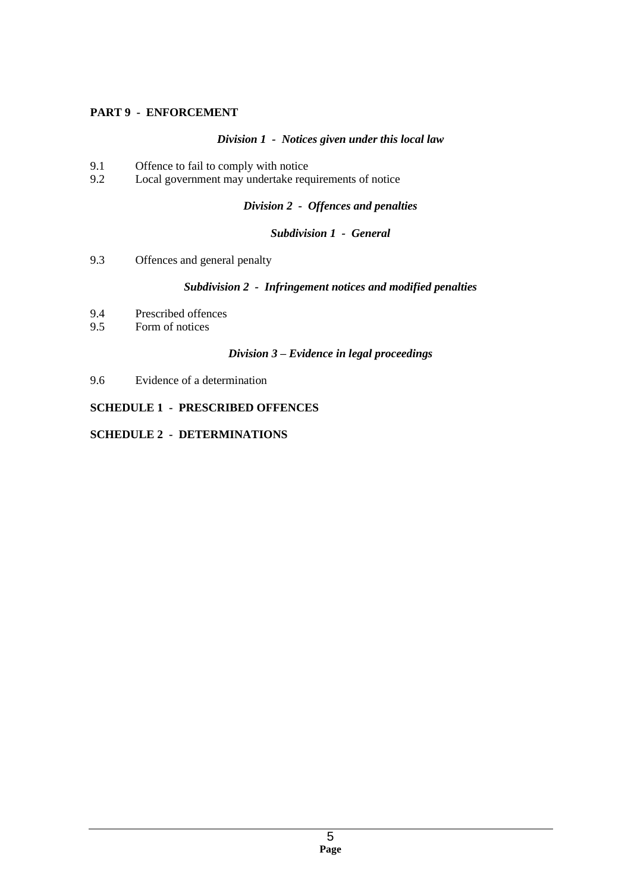**PART 9 - ENFORCEMENT**

*Division 1 - Notices given under this local law*

9.1 Offence to fail to comply with notice
9.2 Local government may undertake requirements of notice

*Division 2 - Offences and penalties*

*Subdivision 1 - General*

9.3 Offences and general penalty

*Subdivision 2 - Infringement notices and modified penalties*

9.4 Prescribed offences
9.5 Form of notices

*Division 3 – Evidence in legal proceedings*

9.6 Evidence of a determination

**SCHEDULE 1 - PRESCRIBED OFFENCES**

**SCHEDULE 2 - DETERMINATIONS**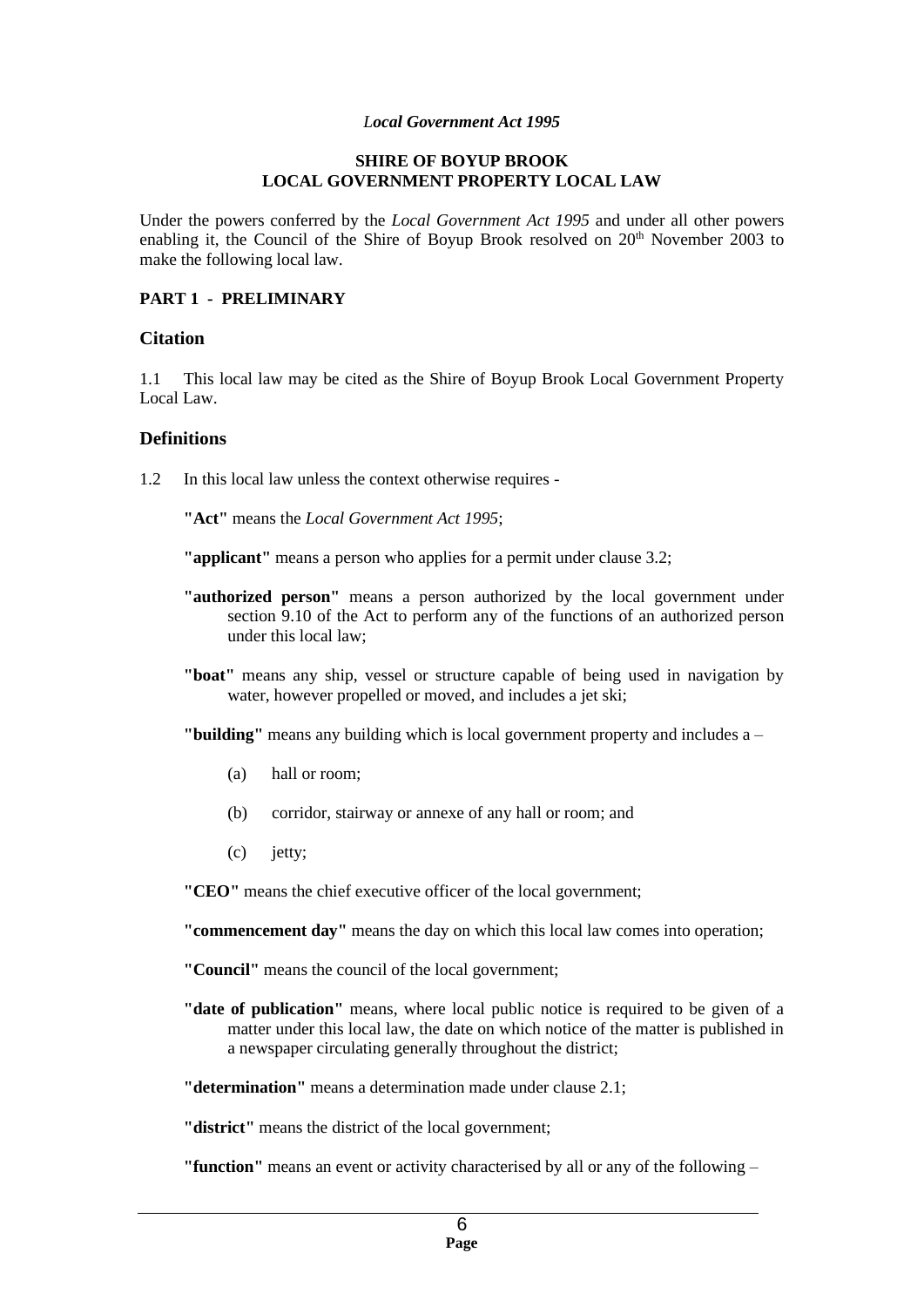*Local Government Act 1995*

**SHIRE OF BOYUP BROOK**
**LOCAL GOVERNMENT PROPERTY LOCAL LAW**

Under the powers conferred by the *Local Government Act 1995* and under all other powers enabling it, the Council of the Shire of Boyup Brook resolved on 20th November 2003 to make the following local law.

**PART 1 - PRELIMINARY**

## Citation

1.1 This local law may be cited as the Shire of Boyup Brook Local Government Property Local Law.

## Definitions

1.2 In this local law unless the context otherwise requires -

**"Act"** means the *Local Government Act 1995*;

**"applicant"** means a person who applies for a permit under clause 3.2;

**"authorized person"** means a person authorized by the local government under section 9.10 of the Act to perform any of the functions of an authorized person under this local law;

**"boat"** means any ship, vessel or structure capable of being used in navigation by water, however propelled or moved, and includes a jet ski;

**"building"** means any building which is local government property and includes a –

(a) hall or room;

(b) corridor, stairway or annexe of any hall or room; and

(c) jetty;

**"CEO"** means the chief executive officer of the local government;

**"commencement day"** means the day on which this local law comes into operation;

**"Council"** means the council of the local government;

**"date of publication"** means, where local public notice is required to be given of a matter under this local law, the date on which notice of the matter is published in a newspaper circulating generally throughout the district;

**"determination"** means a determination made under clause 2.1;

**"district"** means the district of the local government;

**"function"** means an event or activity characterised by all or any of the following –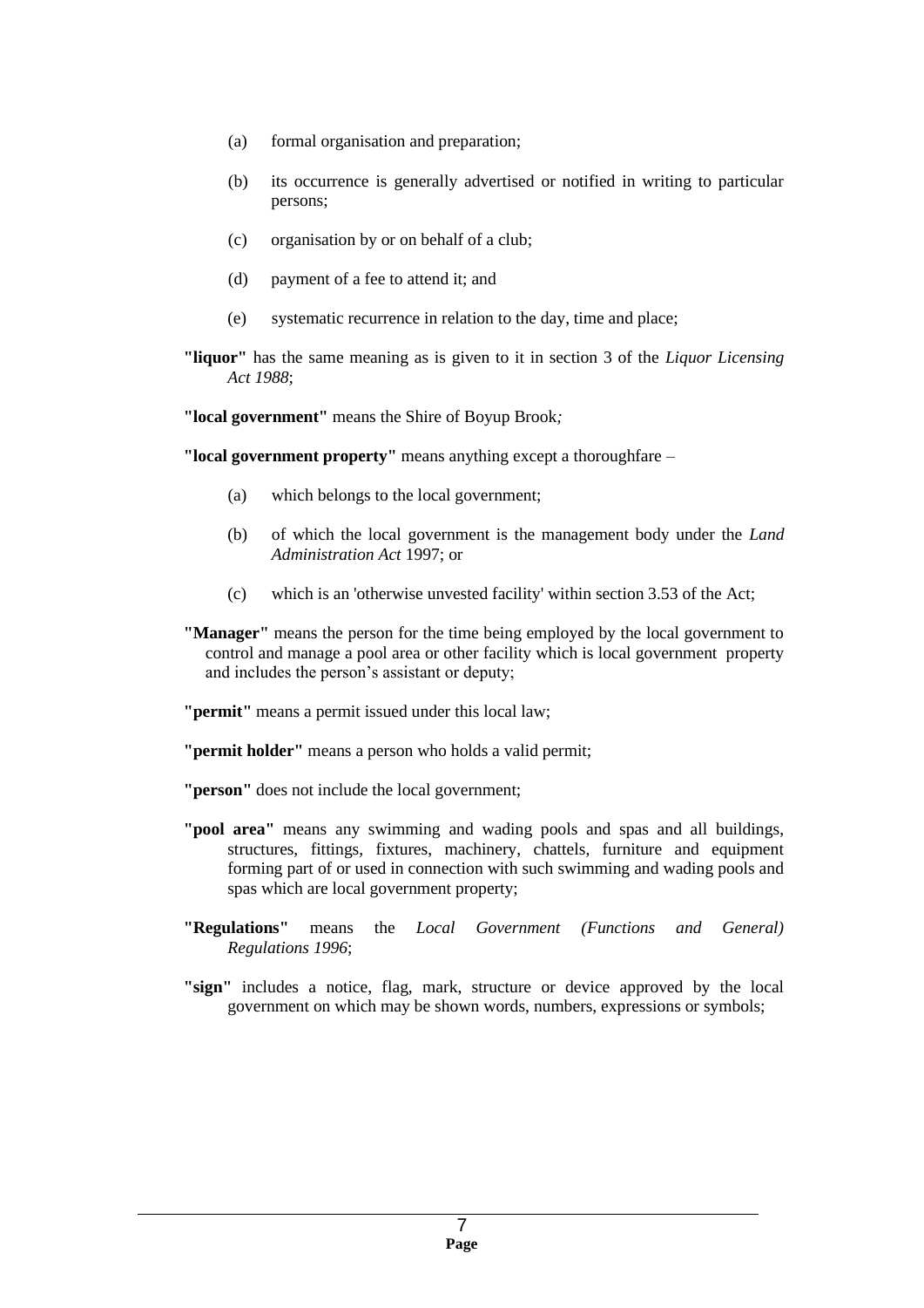(a) formal organisation and preparation;

(b) its occurrence is generally advertised or notified in writing to particular persons;

(c) organisation by or on behalf of a club;

(d) payment of a fee to attend it; and

(e) systematic recurrence in relation to the day, time and place;

**"liquor"** has the same meaning as is given to it in section 3 of the *Liquor Licensing Act 1988*;

**"local government"** means the Shire of Boyup Brook*;*

**"local government property"** means anything except a thoroughfare –

(a) which belongs to the local government;

(b) of which the local government is the management body under the *Land Administration Act* 1997; or

(c) which is an 'otherwise unvested facility' within section 3.53 of the Act;

**"Manager"** means the person for the time being employed by the local government to control and manage a pool area or other facility which is local government property and includes the person's assistant or deputy;

**"permit"** means a permit issued under this local law;

**"permit holder"** means a person who holds a valid permit;

**"person"** does not include the local government;

**"pool area"** means any swimming and wading pools and spas and all buildings, structures, fittings, fixtures, machinery, chattels, furniture and equipment forming part of or used in connection with such swimming and wading pools and spas which are local government property;

**"Regulations"** means the *Local Government (Functions and General) Regulations 1996*;

**"sign"** includes a notice, flag, mark, structure or device approved by the local government on which may be shown words, numbers, expressions or symbols;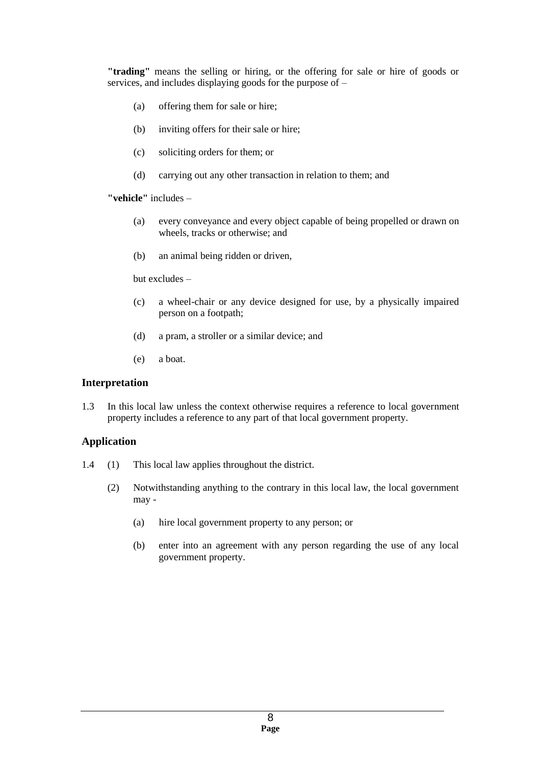**"trading"** means the selling or hiring, or the offering for sale or hire of goods or services, and includes displaying goods for the purpose of –

(a) offering them for sale or hire;

(b) inviting offers for their sale or hire;

(c) soliciting orders for them; or

(d) carrying out any other transaction in relation to them; and

**"vehicle"** includes –

(a) every conveyance and every object capable of being propelled or drawn on wheels, tracks or otherwise; and

(b) an animal being ridden or driven,

but excludes –

(c) a wheel-chair or any device designed for use, by a physically impaired person on a footpath;

(d) a pram, a stroller or a similar device; and

(e) a boat.

### Interpretation

1.3 In this local law unless the context otherwise requires a reference to local government property includes a reference to any part of that local government property.

### Application

1.4 (1) This local law applies throughout the district.

(2) Notwithstanding anything to the contrary in this local law, the local government may -

(a) hire local government property to any person; or

(b) enter into an agreement with any person regarding the use of any local government property.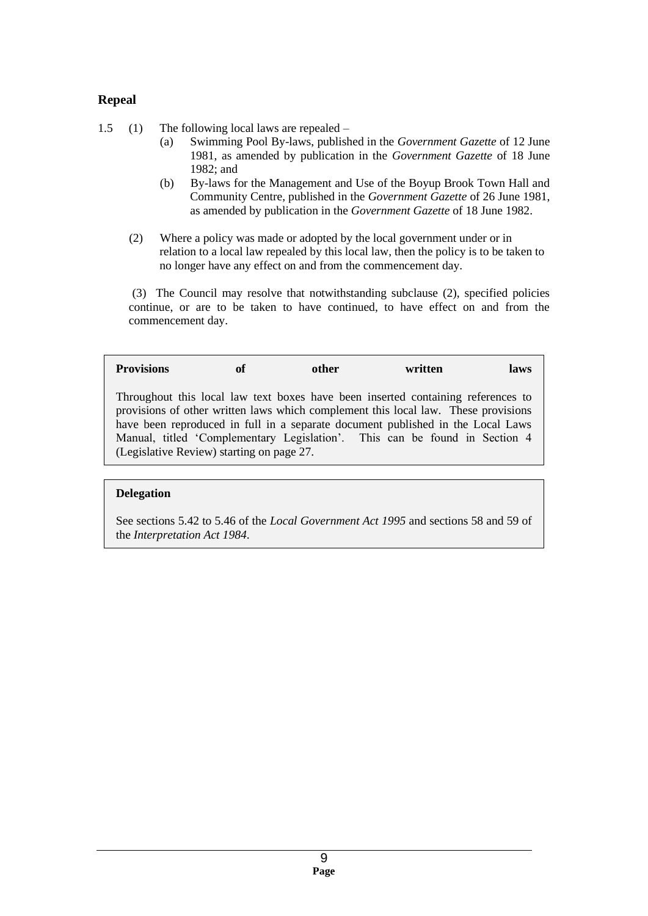## Repeal

1.5 (1) The following local laws are repealed –

(a) Swimming Pool By-laws, published in the *Government Gazette* of 12 June 1981, as amended by publication in the *Government Gazette* of 18 June 1982; and

(b) By-laws for the Management and Use of the Boyup Brook Town Hall and Community Centre, published in the *Government Gazette* of 26 June 1981, as amended by publication in the *Government Gazette* of 18 June 1982.

(2) Where a policy was made or adopted by the local government under or in relation to a local law repealed by this local law, then the policy is to be taken to no longer have any effect on and from the commencement day.

(3) The Council may resolve that notwithstanding subclause (2), specified policies continue, or are to be taken to have continued, to have effect on and from the commencement day.

> **Provisions of other written laws**
>
> Throughout this local law text boxes have been inserted containing references to provisions of other written laws which complement this local law. These provisions have been reproduced in full in a separate document published in the Local Laws Manual, titled 'Complementary Legislation'. This can be found in Section 4 (Legislative Review) starting on page 27.

> **Delegation**
>
> See sections 5.42 to 5.46 of the *Local Government Act 1995* and sections 58 and 59 of the *Interpretation Act 1984*.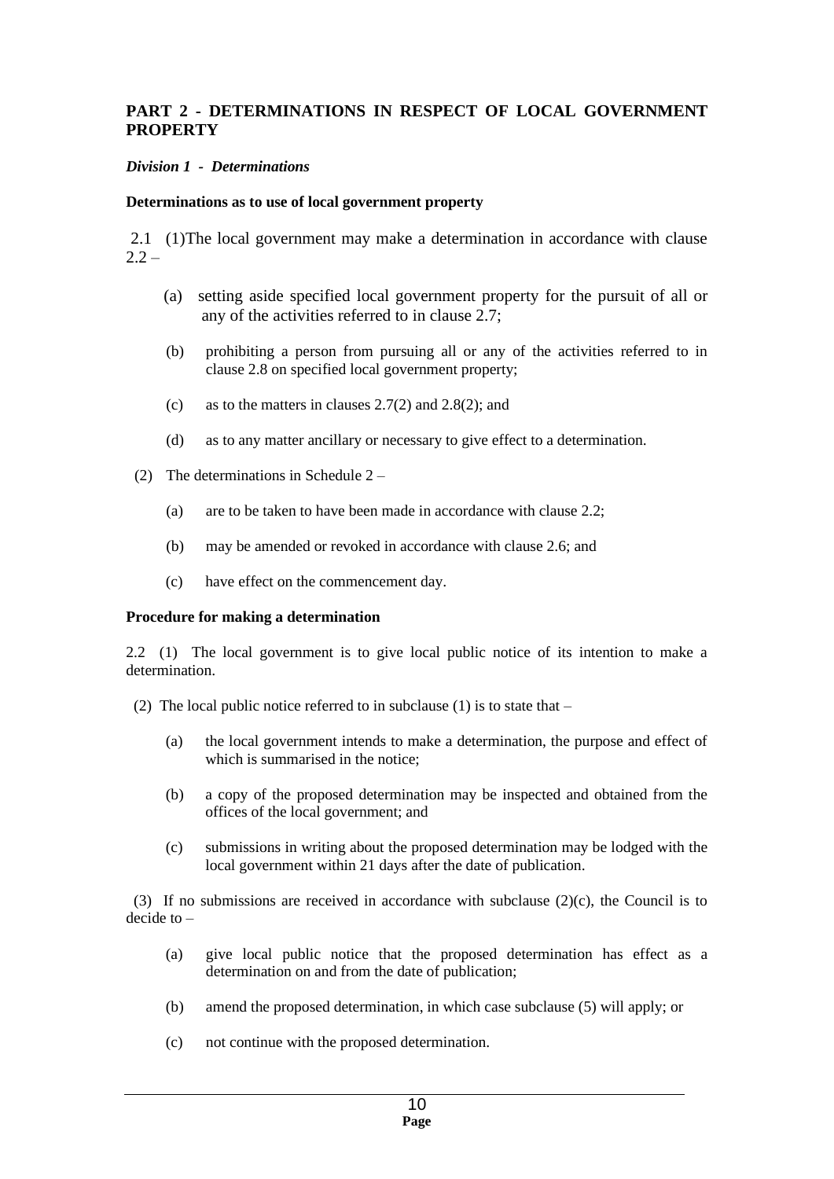## PART 2 - DETERMINATIONS IN RESPECT OF LOCAL GOVERNMENT PROPERTY

### *Division 1 - Determinations*

**Determinations as to use of local government property**

2.1 (1) The local government may make a determination in accordance with clause 2.2 –

- (a) setting aside specified local government property for the pursuit of all or any of the activities referred to in clause 2.7;
- (b) prohibiting a person from pursuing all or any of the activities referred to in clause 2.8 on specified local government property;
- (c) as to the matters in clauses 2.7(2) and 2.8(2); and
- (d) as to any matter ancillary or necessary to give effect to a determination.

(2) The determinations in Schedule 2 –

- (a) are to be taken to have been made in accordance with clause 2.2;
- (b) may be amended or revoked in accordance with clause 2.6; and
- (c) have effect on the commencement day.

**Procedure for making a determination**

2.2 (1) The local government is to give local public notice of its intention to make a determination.

(2) The local public notice referred to in subclause (1) is to state that –

- (a) the local government intends to make a determination, the purpose and effect of which is summarised in the notice;
- (b) a copy of the proposed determination may be inspected and obtained from the offices of the local government; and
- (c) submissions in writing about the proposed determination may be lodged with the local government within 21 days after the date of publication.

(3) If no submissions are received in accordance with subclause (2)(c), the Council is to decide to –

- (a) give local public notice that the proposed determination has effect as a determination on and from the date of publication;
- (b) amend the proposed determination, in which case subclause (5) will apply; or
- (c) not continue with the proposed determination.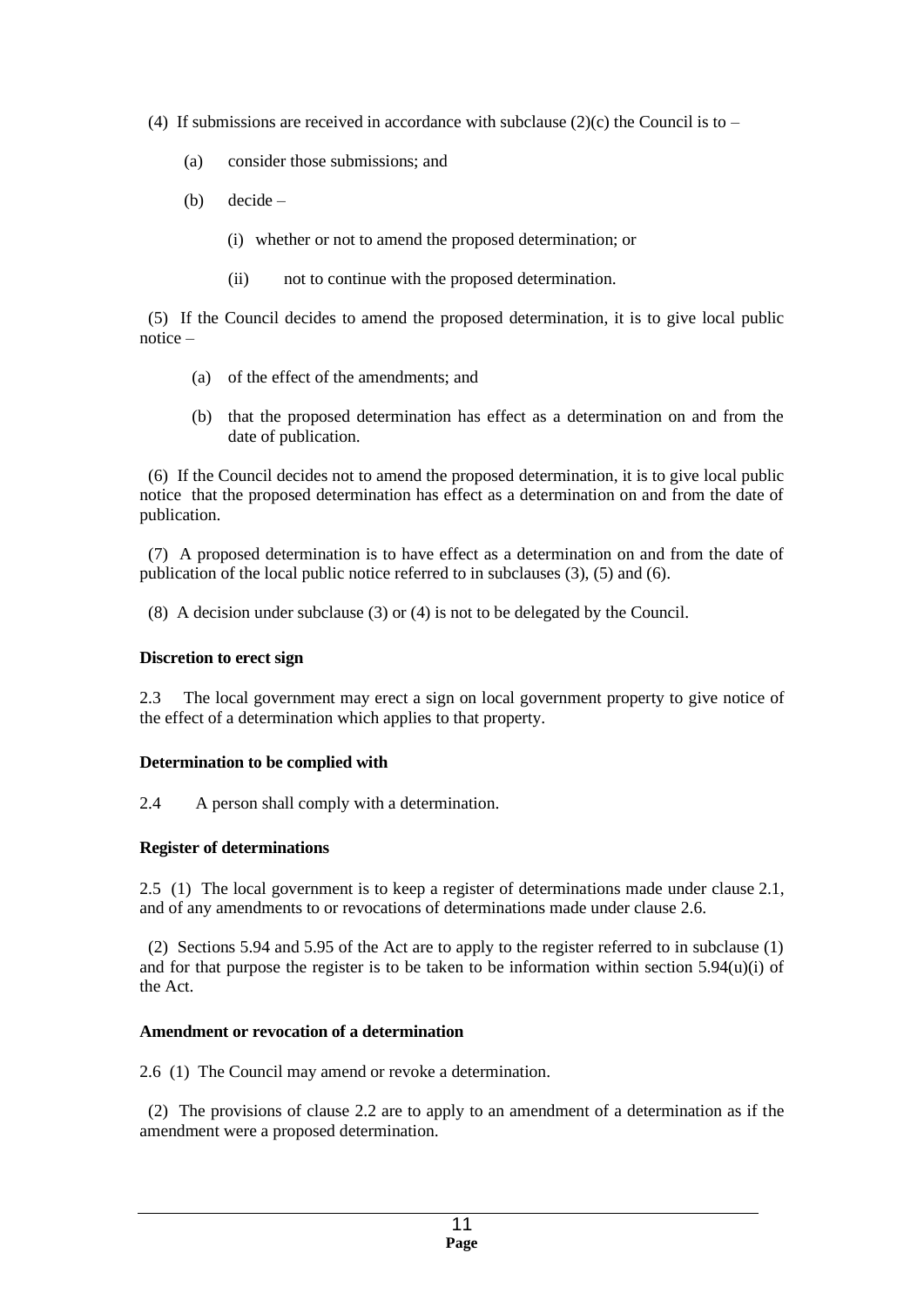(4) If submissions are received in accordance with subclause (2)(c) the Council is to –

(a) consider those submissions; and

(b) decide –

(i) whether or not to amend the proposed determination; or

(ii) not to continue with the proposed determination.

(5) If the Council decides to amend the proposed determination, it is to give local public notice –

(a) of the effect of the amendments; and

(b) that the proposed determination has effect as a determination on and from the date of publication.

(6) If the Council decides not to amend the proposed determination, it is to give local public notice that the proposed determination has effect as a determination on and from the date of publication.

(7) A proposed determination is to have effect as a determination on and from the date of publication of the local public notice referred to in subclauses (3), (5) and (6).

(8) A decision under subclause (3) or (4) is not to be delegated by the Council.

**Discretion to erect sign**

2.3 The local government may erect a sign on local government property to give notice of the effect of a determination which applies to that property.

**Determination to be complied with**

2.4 A person shall comply with a determination.

**Register of determinations**

2.5 (1) The local government is to keep a register of determinations made under clause 2.1, and of any amendments to or revocations of determinations made under clause 2.6.

(2) Sections 5.94 and 5.95 of the Act are to apply to the register referred to in subclause (1) and for that purpose the register is to be taken to be information within section 5.94(u)(i) of the Act.

**Amendment or revocation of a determination**

2.6 (1) The Council may amend or revoke a determination.

(2) The provisions of clause 2.2 are to apply to an amendment of a determination as if the amendment were a proposed determination.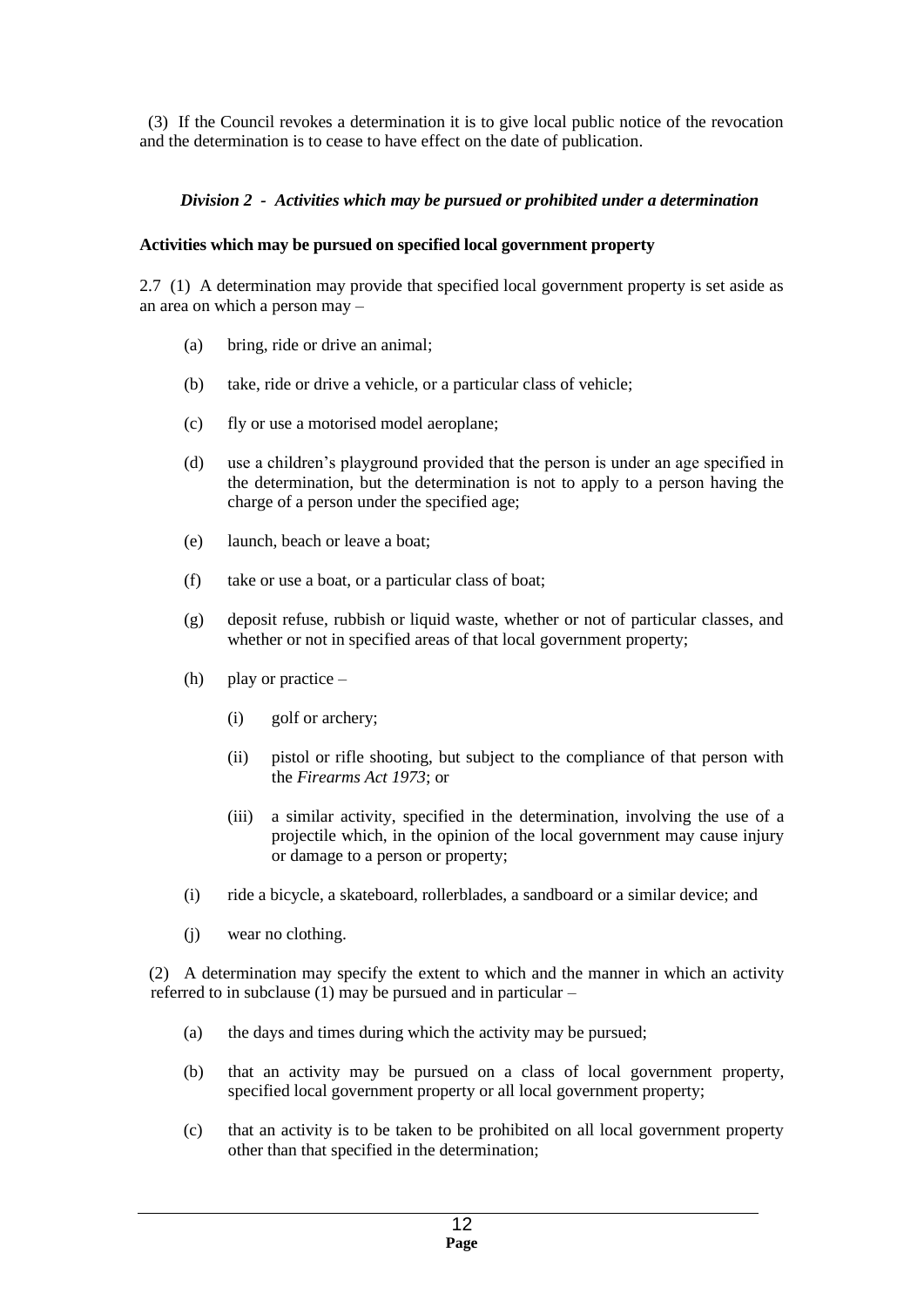(3) If the Council revokes a determination it is to give local public notice of the revocation and the determination is to cease to have effect on the date of publication.

### *Division 2 - Activities which may be pursued or prohibited under a determination*

**Activities which may be pursued on specified local government property**

2.7 (1) A determination may provide that specified local government property is set aside as an area on which a person may –

- (a) bring, ride or drive an animal;
- (b) take, ride or drive a vehicle, or a particular class of vehicle;
- (c) fly or use a motorised model aeroplane;
- (d) use a children's playground provided that the person is under an age specified in the determination, but the determination is not to apply to a person having the charge of a person under the specified age;
- (e) launch, beach or leave a boat;
- (f) take or use a boat, or a particular class of boat;
- (g) deposit refuse, rubbish or liquid waste, whether or not of particular classes, and whether or not in specified areas of that local government property;
- (h) play or practice –
  - (i) golf or archery;
  - (ii) pistol or rifle shooting, but subject to the compliance of that person with the *Firearms Act 1973*; or
  - (iii) a similar activity, specified in the determination, involving the use of a projectile which, in the opinion of the local government may cause injury or damage to a person or property;
- (i) ride a bicycle, a skateboard, rollerblades, a sandboard or a similar device; and
- (j) wear no clothing.

(2) A determination may specify the extent to which and the manner in which an activity referred to in subclause (1) may be pursued and in particular –

- (a) the days and times during which the activity may be pursued;
- (b) that an activity may be pursued on a class of local government property, specified local government property or all local government property;
- (c) that an activity is to be taken to be prohibited on all local government property other than that specified in the determination;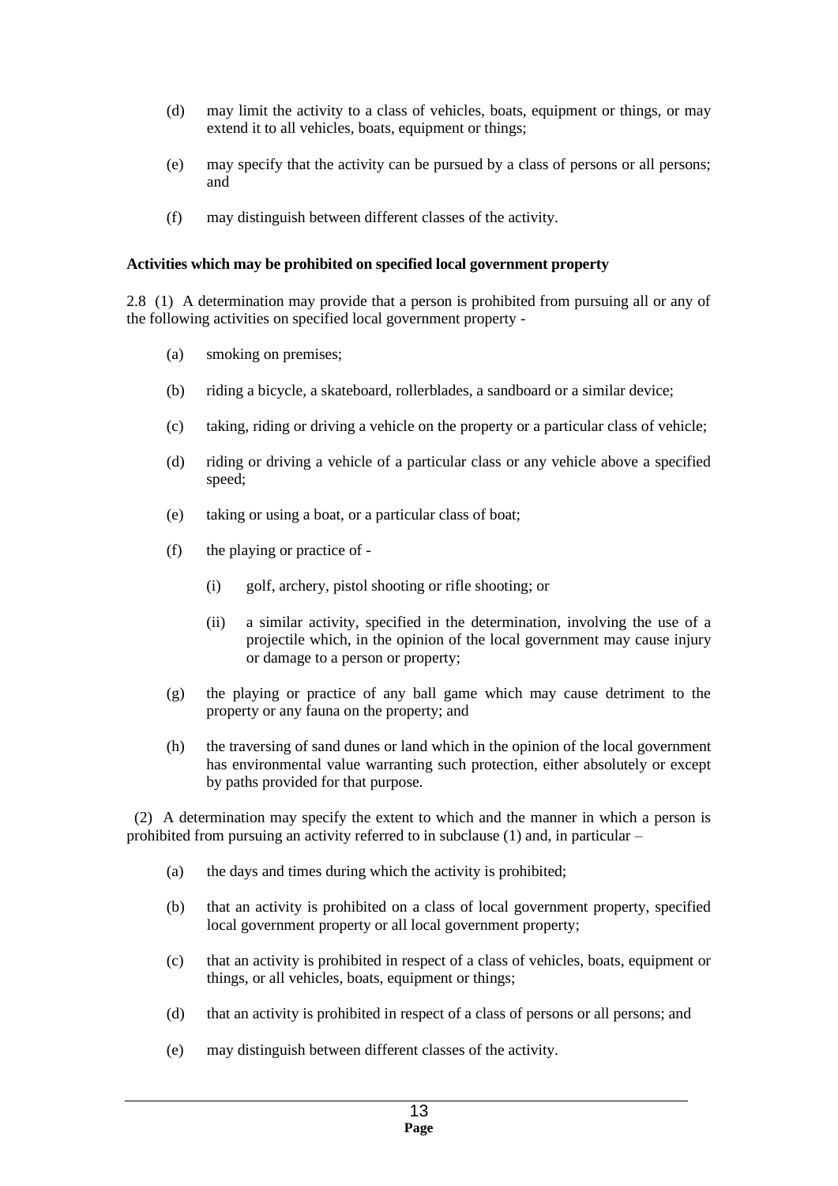(d) may limit the activity to a class of vehicles, boats, equipment or things, or may extend it to all vehicles, boats, equipment or things;

(e) may specify that the activity can be pursued by a class of persons or all persons; and

(f) may distinguish between different classes of the activity.

**Activities which may be prohibited on specified local government property**

2.8 (1) A determination may provide that a person is prohibited from pursuing all or any of the following activities on specified local government property -

(a) smoking on premises;

(b) riding a bicycle, a skateboard, rollerblades, a sandboard or a similar device;

(c) taking, riding or driving a vehicle on the property or a particular class of vehicle;

(d) riding or driving a vehicle of a particular class or any vehicle above a specified speed;

(e) taking or using a boat, or a particular class of boat;

(f) the playing or practice of -

(i) golf, archery, pistol shooting or rifle shooting; or

(ii) a similar activity, specified in the determination, involving the use of a projectile which, in the opinion of the local government may cause injury or damage to a person or property;

(g) the playing or practice of any ball game which may cause detriment to the property or any fauna on the property; and

(h) the traversing of sand dunes or land which in the opinion of the local government has environmental value warranting such protection, either absolutely or except by paths provided for that purpose.

(2) A determination may specify the extent to which and the manner in which a person is prohibited from pursuing an activity referred to in subclause (1) and, in particular –

(a) the days and times during which the activity is prohibited;

(b) that an activity is prohibited on a class of local government property, specified local government property or all local government property;

(c) that an activity is prohibited in respect of a class of vehicles, boats, equipment or things, or all vehicles, boats, equipment or things;

(d) that an activity is prohibited in respect of a class of persons or all persons; and

(e) may distinguish between different classes of the activity.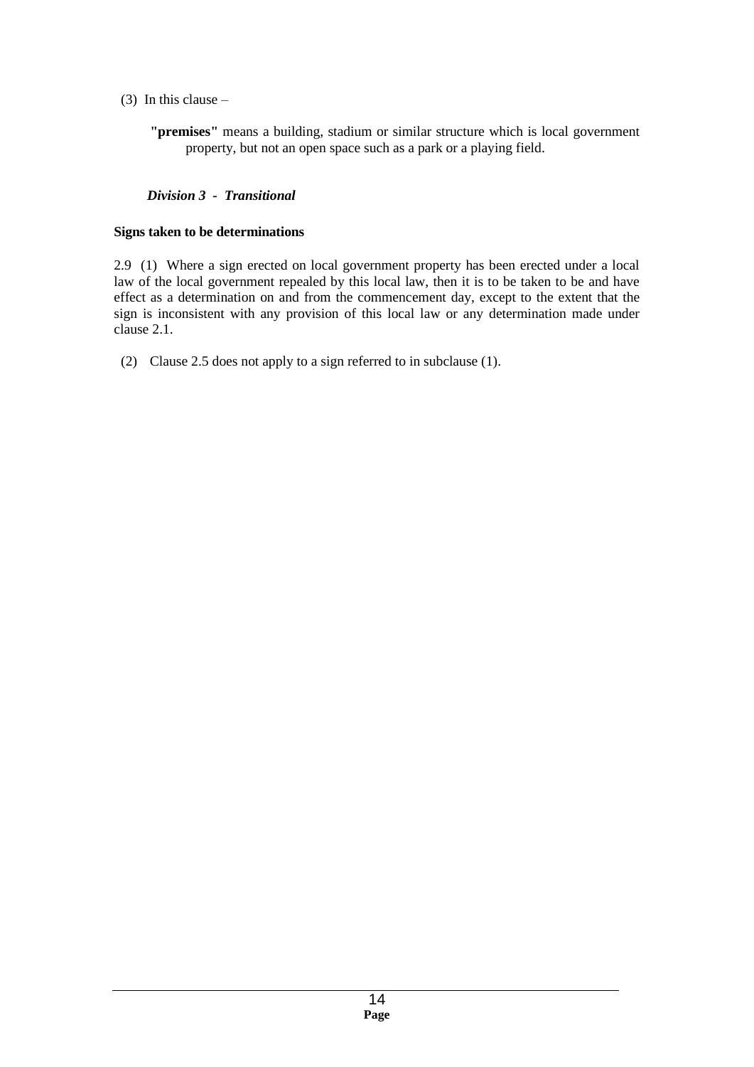(3) In this clause –

**"premises"** means a building, stadium or similar structure which is local government property, but not an open space such as a park or a playing field.

### *Division 3 - Transitional*

**Signs taken to be determinations**

2.9 (1) Where a sign erected on local government property has been erected under a local law of the local government repealed by this local law, then it is to be taken to be and have effect as a determination on and from the commencement day, except to the extent that the sign is inconsistent with any provision of this local law or any determination made under clause 2.1.

(2) Clause 2.5 does not apply to a sign referred to in subclause (1).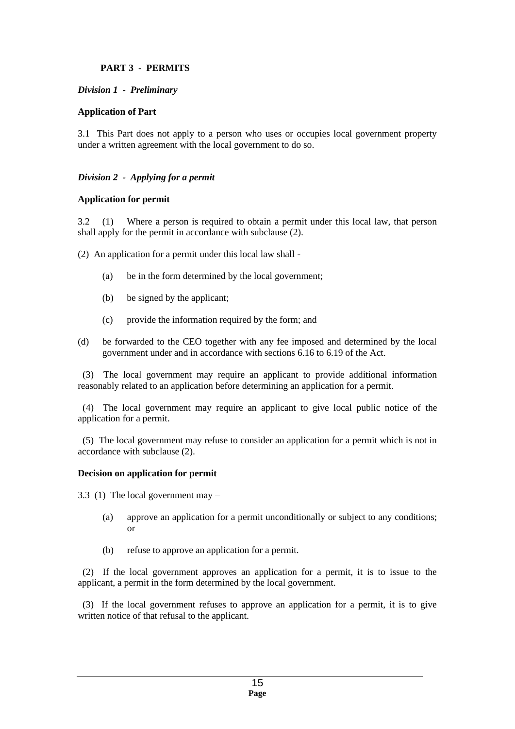## PART 3 - PERMITS

### *Division 1 - Preliminary*

**Application of Part**

3.1 This Part does not apply to a person who uses or occupies local government property under a written agreement with the local government to do so.

### *Division 2 - Applying for a permit*

**Application for permit**

3.2 (1) Where a person is required to obtain a permit under this local law, that person shall apply for the permit in accordance with subclause (2).

(2) An application for a permit under this local law shall -

(a) be in the form determined by the local government;

(b) be signed by the applicant;

(c) provide the information required by the form; and

(d) be forwarded to the CEO together with any fee imposed and determined by the local government under and in accordance with sections 6.16 to 6.19 of the Act.

(3) The local government may require an applicant to provide additional information reasonably related to an application before determining an application for a permit.

(4) The local government may require an applicant to give local public notice of the application for a permit.

(5) The local government may refuse to consider an application for a permit which is not in accordance with subclause (2).

**Decision on application for permit**

3.3 (1) The local government may –

(a) approve an application for a permit unconditionally or subject to any conditions; or

(b) refuse to approve an application for a permit.

(2) If the local government approves an application for a permit, it is to issue to the applicant, a permit in the form determined by the local government.

(3) If the local government refuses to approve an application for a permit, it is to give written notice of that refusal to the applicant.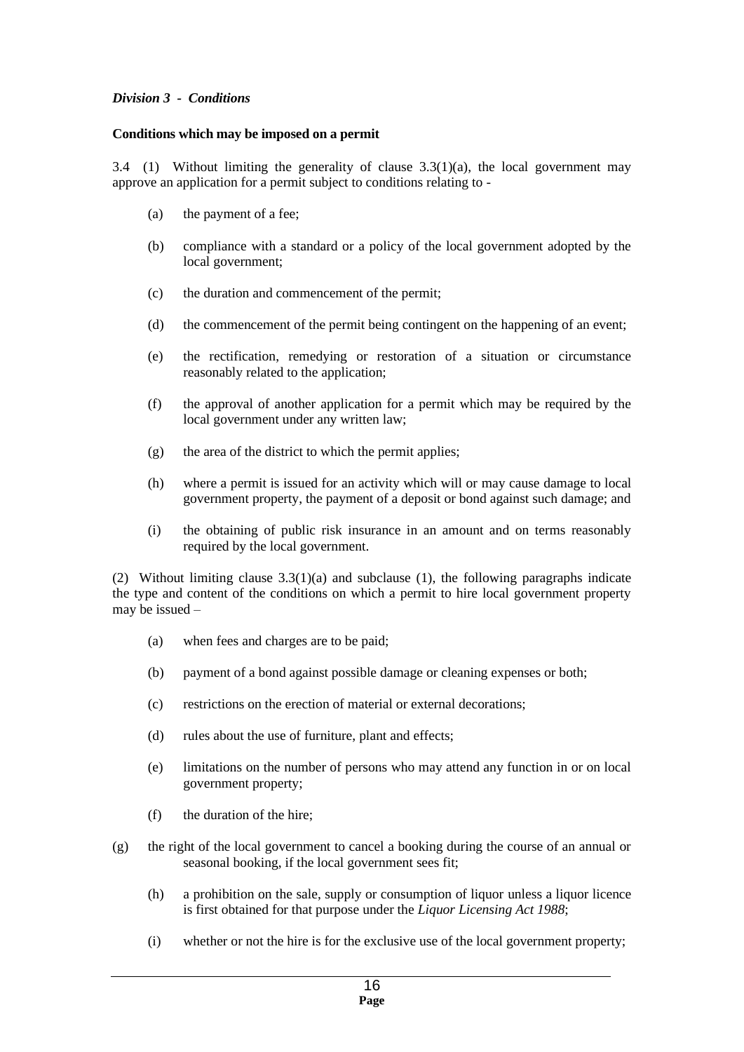*Division 3 - Conditions*

**Conditions which may be imposed on a permit**

3.4 (1) Without limiting the generality of clause 3.3(1)(a), the local government may approve an application for a permit subject to conditions relating to -

(a) the payment of a fee;

(b) compliance with a standard or a policy of the local government adopted by the local government;

(c) the duration and commencement of the permit;

(d) the commencement of the permit being contingent on the happening of an event;

(e) the rectification, remedying or restoration of a situation or circumstance reasonably related to the application;

(f) the approval of another application for a permit which may be required by the local government under any written law;

(g) the area of the district to which the permit applies;

(h) where a permit is issued for an activity which will or may cause damage to local government property, the payment of a deposit or bond against such damage; and

(i) the obtaining of public risk insurance in an amount and on terms reasonably required by the local government.

(2) Without limiting clause 3.3(1)(a) and subclause (1), the following paragraphs indicate the type and content of the conditions on which a permit to hire local government property may be issued –

(a) when fees and charges are to be paid;

(b) payment of a bond against possible damage or cleaning expenses or both;

(c) restrictions on the erection of material or external decorations;

(d) rules about the use of furniture, plant and effects;

(e) limitations on the number of persons who may attend any function in or on local government property;

(f) the duration of the hire;

(g) the right of the local government to cancel a booking during the course of an annual or seasonal booking, if the local government sees fit;

(h) a prohibition on the sale, supply or consumption of liquor unless a liquor licence is first obtained for that purpose under the *Liquor Licensing Act 1988*;

(i) whether or not the hire is for the exclusive use of the local government property;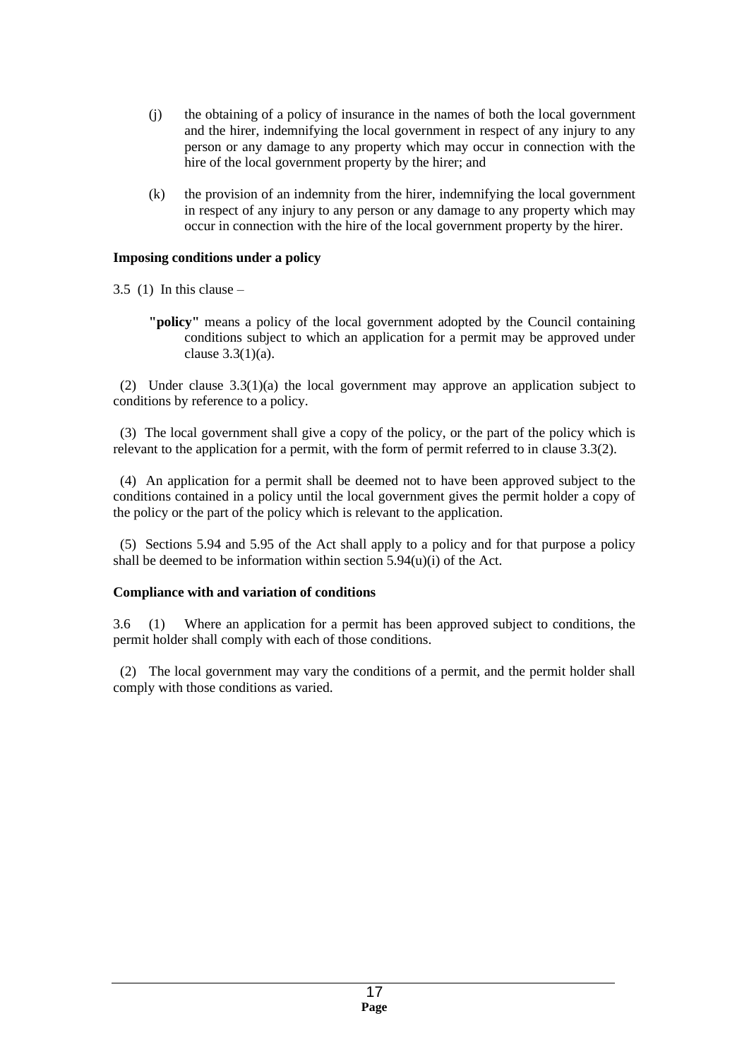(j) the obtaining of a policy of insurance in the names of both the local government and the hirer, indemnifying the local government in respect of any injury to any person or any damage to any property which may occur in connection with the hire of the local government property by the hirer; and

(k) the provision of an indemnity from the hirer, indemnifying the local government in respect of any injury to any person or any damage to any property which may occur in connection with the hire of the local government property by the hirer.

**Imposing conditions under a policy**

3.5 (1) In this clause –

**"policy"** means a policy of the local government adopted by the Council containing conditions subject to which an application for a permit may be approved under clause 3.3(1)(a).

(2) Under clause 3.3(1)(a) the local government may approve an application subject to conditions by reference to a policy.

(3) The local government shall give a copy of the policy, or the part of the policy which is relevant to the application for a permit, with the form of permit referred to in clause 3.3(2).

(4) An application for a permit shall be deemed not to have been approved subject to the conditions contained in a policy until the local government gives the permit holder a copy of the policy or the part of the policy which is relevant to the application.

(5) Sections 5.94 and 5.95 of the Act shall apply to a policy and for that purpose a policy shall be deemed to be information within section 5.94(u)(i) of the Act.

**Compliance with and variation of conditions**

3.6 (1) Where an application for a permit has been approved subject to conditions, the permit holder shall comply with each of those conditions.

(2) The local government may vary the conditions of a permit, and the permit holder shall comply with those conditions as varied.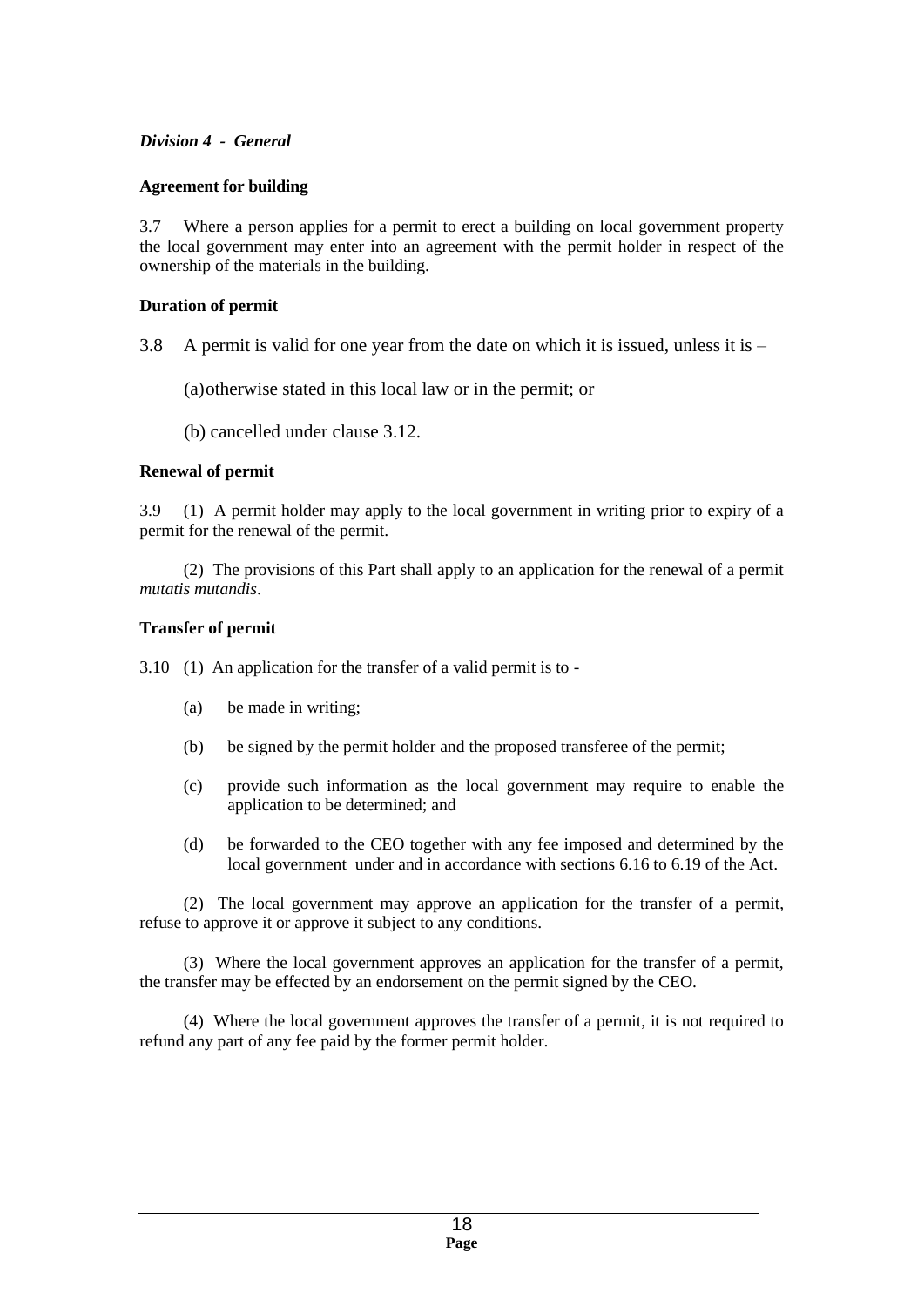### *Division 4 - General*

**Agreement for building**

3.7 Where a person applies for a permit to erect a building on local government property the local government may enter into an agreement with the permit holder in respect of the ownership of the materials in the building.

**Duration of permit**

3.8 A permit is valid for one year from the date on which it is issued, unless it is –

(a) otherwise stated in this local law or in the permit; or

(b) cancelled under clause 3.12.

**Renewal of permit**

3.9 (1) A permit holder may apply to the local government in writing prior to expiry of a permit for the renewal of the permit.

(2) The provisions of this Part shall apply to an application for the renewal of a permit *mutatis mutandis*.

**Transfer of permit**

3.10 (1) An application for the transfer of a valid permit is to -

(a) be made in writing;

(b) be signed by the permit holder and the proposed transferee of the permit;

(c) provide such information as the local government may require to enable the application to be determined; and

(d) be forwarded to the CEO together with any fee imposed and determined by the local government under and in accordance with sections 6.16 to 6.19 of the Act.

(2) The local government may approve an application for the transfer of a permit, refuse to approve it or approve it subject to any conditions.

(3) Where the local government approves an application for the transfer of a permit, the transfer may be effected by an endorsement on the permit signed by the CEO.

(4) Where the local government approves the transfer of a permit, it is not required to refund any part of any fee paid by the former permit holder.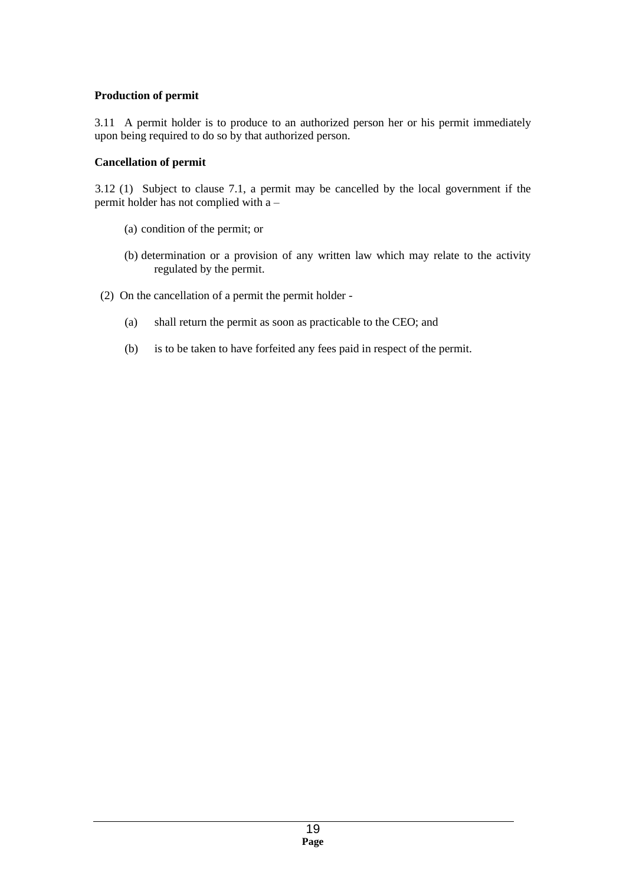**Production of permit**

3.11 A permit holder is to produce to an authorized person her or his permit immediately upon being required to do so by that authorized person.

**Cancellation of permit**

3.12 (1) Subject to clause 7.1, a permit may be cancelled by the local government if the permit holder has not complied with a –

(a) condition of the permit; or

(b) determination or a provision of any written law which may relate to the activity regulated by the permit.

(2) On the cancellation of a permit the permit holder -

(a) shall return the permit as soon as practicable to the CEO; and

(b) is to be taken to have forfeited any fees paid in respect of the permit.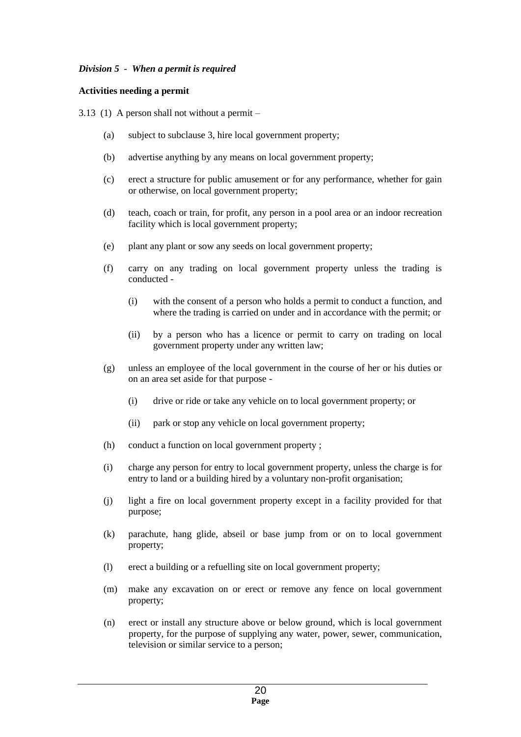***Division 5 - When a permit is required***

**Activities needing a permit**

3.13 (1) A person shall not without a permit –

(a) subject to subclause 3, hire local government property;

(b) advertise anything by any means on local government property;

(c) erect a structure for public amusement or for any performance, whether for gain or otherwise, on local government property;

(d) teach, coach or train, for profit, any person in a pool area or an indoor recreation facility which is local government property;

(e) plant any plant or sow any seeds on local government property;

(f) carry on any trading on local government property unless the trading is conducted -

(i) with the consent of a person who holds a permit to conduct a function, and where the trading is carried on under and in accordance with the permit; or

(ii) by a person who has a licence or permit to carry on trading on local government property under any written law;

(g) unless an employee of the local government in the course of her or his duties or on an area set aside for that purpose -

(i) drive or ride or take any vehicle on to local government property; or

(ii) park or stop any vehicle on local government property;

(h) conduct a function on local government property ;

(i) charge any person for entry to local government property, unless the charge is for entry to land or a building hired by a voluntary non-profit organisation;

(j) light a fire on local government property except in a facility provided for that purpose;

(k) parachute, hang glide, abseil or base jump from or on to local government property;

(l) erect a building or a refuelling site on local government property;

(m) make any excavation on or erect or remove any fence on local government property;

(n) erect or install any structure above or below ground, which is local government property, for the purpose of supplying any water, power, sewer, communication, television or similar service to a person;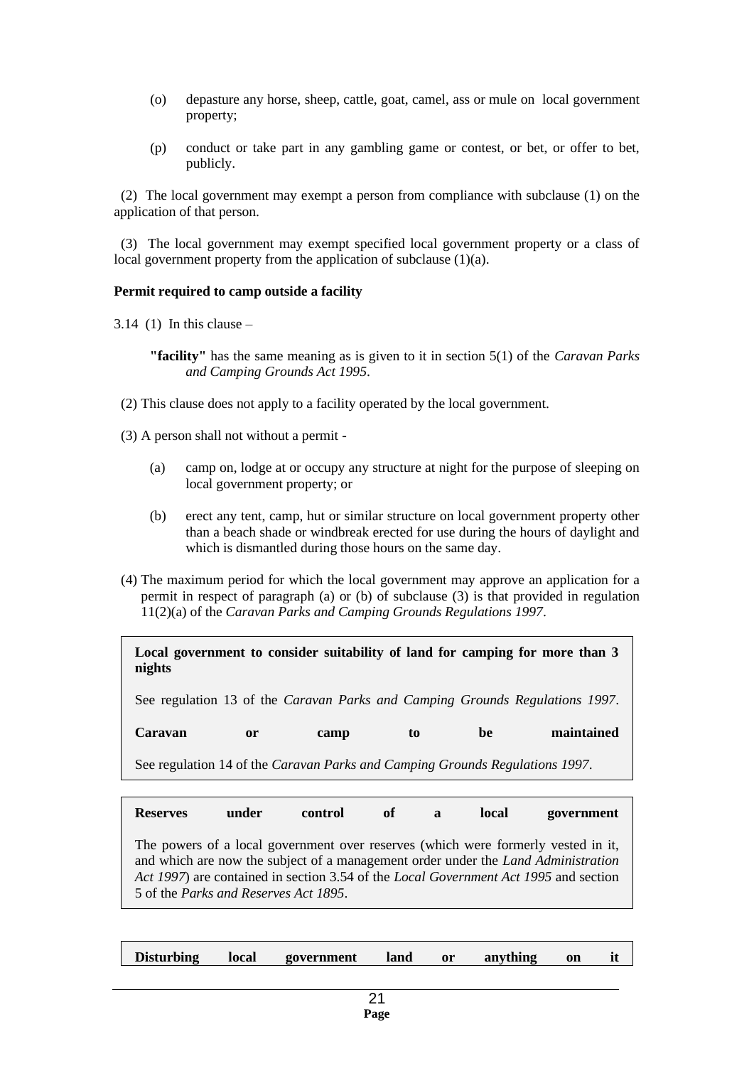(o) depasture any horse, sheep, cattle, goat, camel, ass or mule on local government property;

(p) conduct or take part in any gambling game or contest, or bet, or offer to bet, publicly.

(2) The local government may exempt a person from compliance with subclause (1) on the application of that person.

(3) The local government may exempt specified local government property or a class of local government property from the application of subclause (1)(a).

**Permit required to camp outside a facility**

3.14 (1) In this clause –

**"facility"** has the same meaning as is given to it in section 5(1) of the *Caravan Parks and Camping Grounds Act 1995*.

(2) This clause does not apply to a facility operated by the local government.

(3) A person shall not without a permit -

(a) camp on, lodge at or occupy any structure at night for the purpose of sleeping on local government property; or

(b) erect any tent, camp, hut or similar structure on local government property other than a beach shade or windbreak erected for use during the hours of daylight and which is dismantled during those hours on the same day.

(4) The maximum period for which the local government may approve an application for a permit in respect of paragraph (a) or (b) of subclause (3) is that provided in regulation 11(2)(a) of the *Caravan Parks and Camping Grounds Regulations 1997*.

**Local government to consider suitability of land for camping for more than 3 nights**

See regulation 13 of the *Caravan Parks and Camping Grounds Regulations 1997*.

**Caravan or camp to be maintained**

See regulation 14 of the *Caravan Parks and Camping Grounds Regulations 1997*.

**Reserves under control of a local government**

The powers of a local government over reserves (which were formerly vested in it, and which are now the subject of a management order under the *Land Administration Act 1997*) are contained in section 3.54 of the *Local Government Act 1995* and section 5 of the *Parks and Reserves Act 1895*.

**Disturbing local government land or anything on it**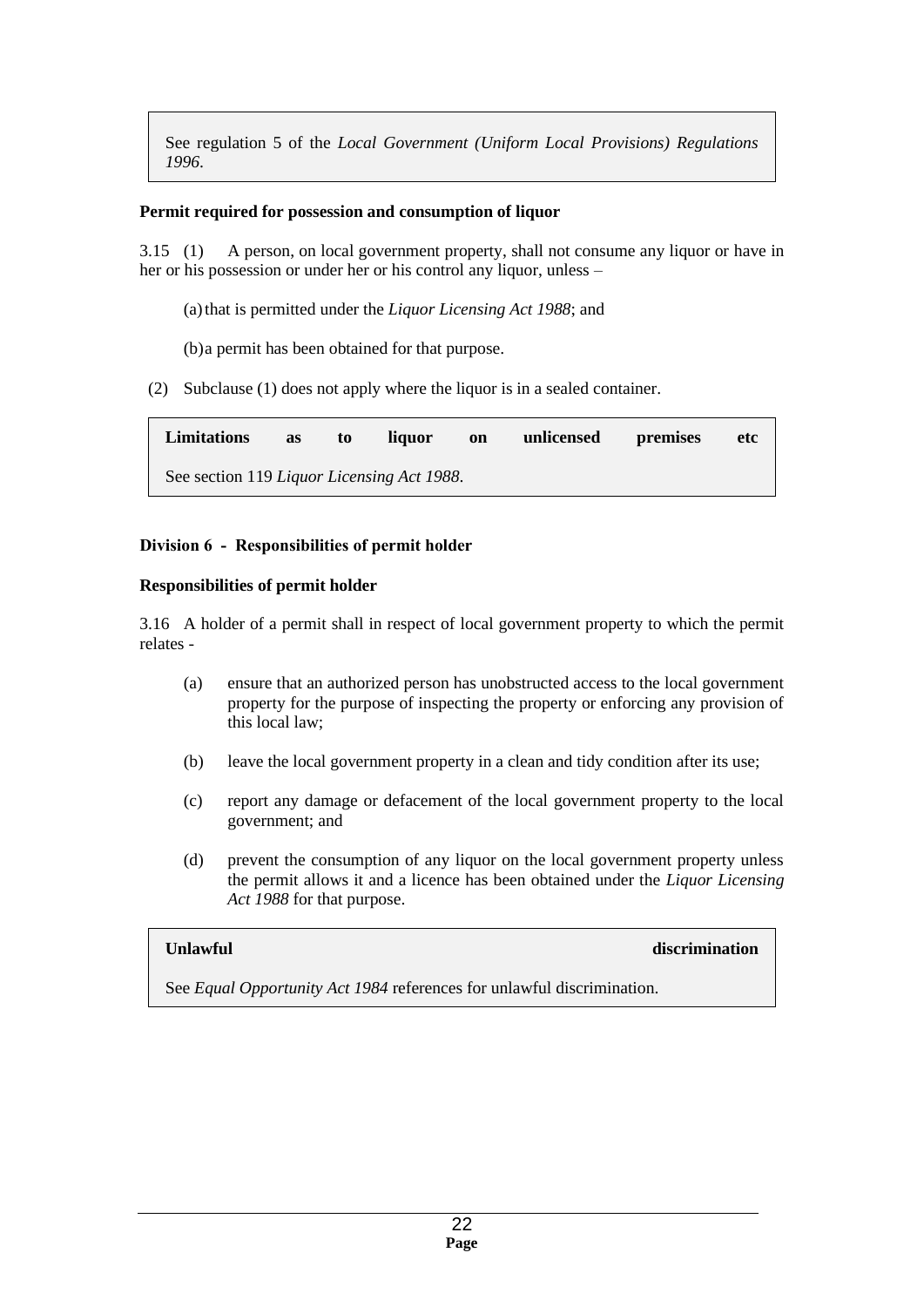> See regulation 5 of the *Local Government (Uniform Local Provisions) Regulations 1996*.

**Permit required for possession and consumption of liquor**

3.15 (1) A person, on local government property, shall not consume any liquor or have in her or his possession or under her or his control any liquor, unless –

(a) that is permitted under the *Liquor Licensing Act 1988*; and

(b) a permit has been obtained for that purpose.

(2) Subclause (1) does not apply where the liquor is in a sealed container.

> **Limitations as to liquor on unlicensed premises etc**
>
> See section 119 *Liquor Licensing Act 1988*.

### Division 6 - Responsibilities of permit holder

**Responsibilities of permit holder**

3.16 A holder of a permit shall in respect of local government property to which the permit relates -

(a) ensure that an authorized person has unobstructed access to the local government property for the purpose of inspecting the property or enforcing any provision of this local law;

(b) leave the local government property in a clean and tidy condition after its use;

(c) report any damage or defacement of the local government property to the local government; and

(d) prevent the consumption of any liquor on the local government property unless the permit allows it and a licence has been obtained under the *Liquor Licensing Act 1988* for that purpose.

> **Unlawful discrimination**
>
> See *Equal Opportunity Act 1984* references for unlawful discrimination.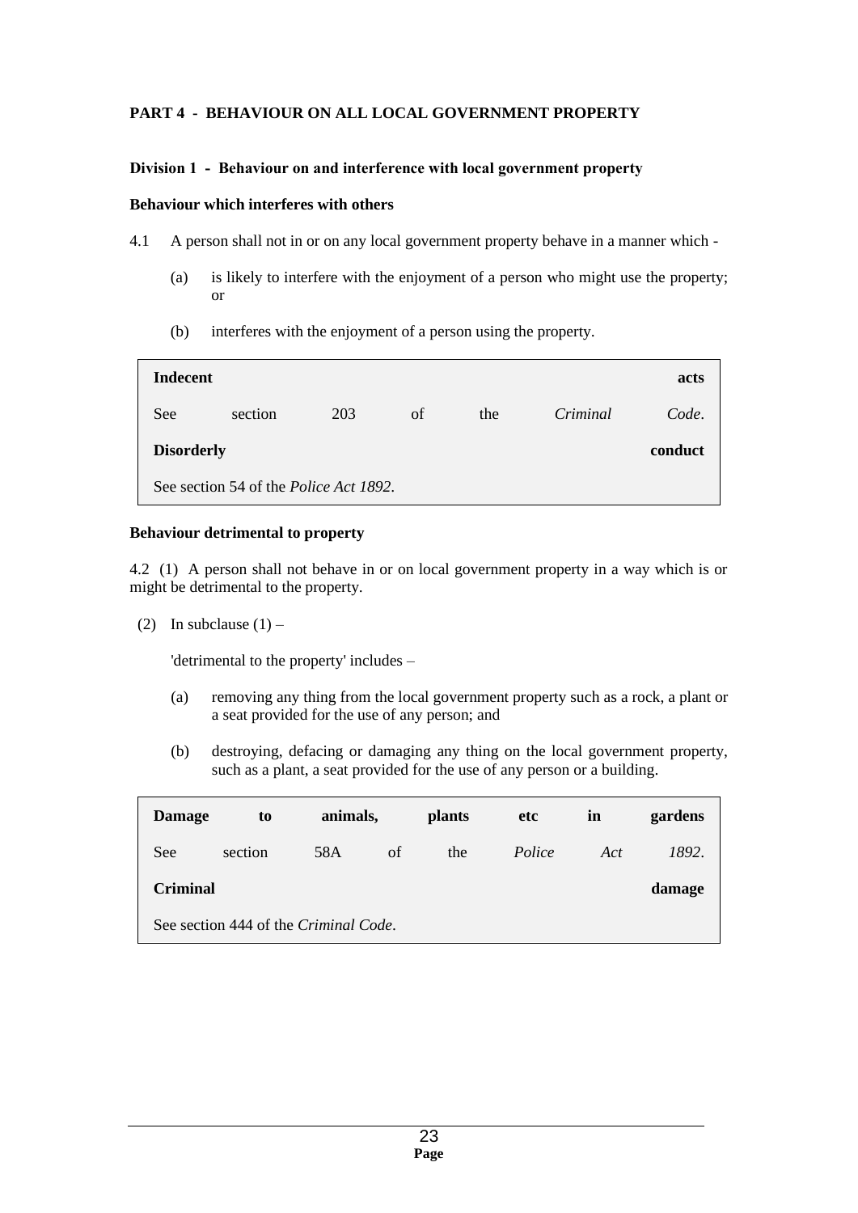## PART 4 - BEHAVIOUR ON ALL LOCAL GOVERNMENT PROPERTY

### Division 1 - Behaviour on and interference with local government property

**Behaviour which interferes with others**

4.1 A person shall not in or on any local government property behave in a manner which -

(a) is likely to interfere with the enjoyment of a person who might use the property; or

(b) interferes with the enjoyment of a person using the property.

> **Indecent acts**
>
> See section 203 of the *Criminal Code*.
>
> **Disorderly conduct**
>
> See section 54 of the *Police Act 1892*.

**Behaviour detrimental to property**

4.2 (1) A person shall not behave in or on local government property in a way which is or might be detrimental to the property.

(2) In subclause (1) –

'detrimental to the property' includes –

(a) removing any thing from the local government property such as a rock, a plant or a seat provided for the use of any person; and

(b) destroying, defacing or damaging any thing on the local government property, such as a plant, a seat provided for the use of any person or a building.

> **Damage to animals, plants etc in gardens**
>
> See section 58A of the *Police Act 1892*.
>
> **Criminal damage**
>
> See section 444 of the *Criminal Code*.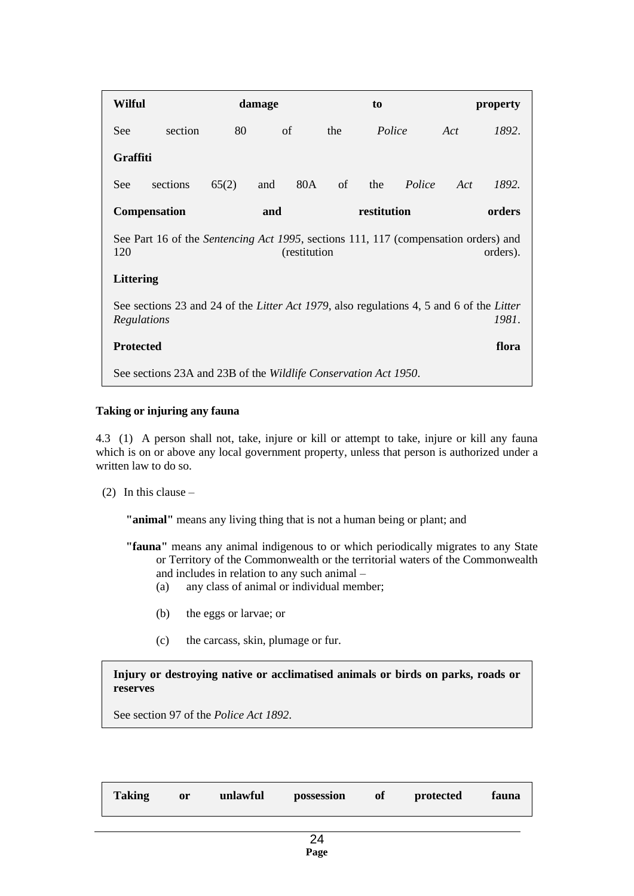**Wilful damage to property**

See section 80 of the *Police Act 1892*.

**Graffiti**

See sections 65(2) and 80A of the *Police Act 1892.*

**Compensation and restitution orders**

See Part 16 of the *Sentencing Act 1995*, sections 111, 117 (compensation orders) and 120 (restitution orders).

**Littering**

See sections 23 and 24 of the *Litter Act 1979*, also regulations 4, 5 and 6 of the *Litter Regulations 1981*.

**Protected flora**

See sections 23A and 23B of the *Wildlife Conservation Act 1950*.

**Taking or injuring any fauna**

4.3 (1) A person shall not, take, injure or kill or attempt to take, injure or kill any fauna which is on or above any local government property, unless that person is authorized under a written law to do so.

(2) In this clause –

**"animal"** means any living thing that is not a human being or plant; and

**"fauna"** means any animal indigenous to or which periodically migrates to any State or Territory of the Commonwealth or the territorial waters of the Commonwealth and includes in relation to any such animal –

(a) any class of animal or individual member;

(b) the eggs or larvae; or

(c) the carcass, skin, plumage or fur.

**Injury or destroying native or acclimatised animals or birds on parks, roads or reserves**

See section 97 of the *Police Act 1892*.

**Taking or unlawful possession of protected fauna**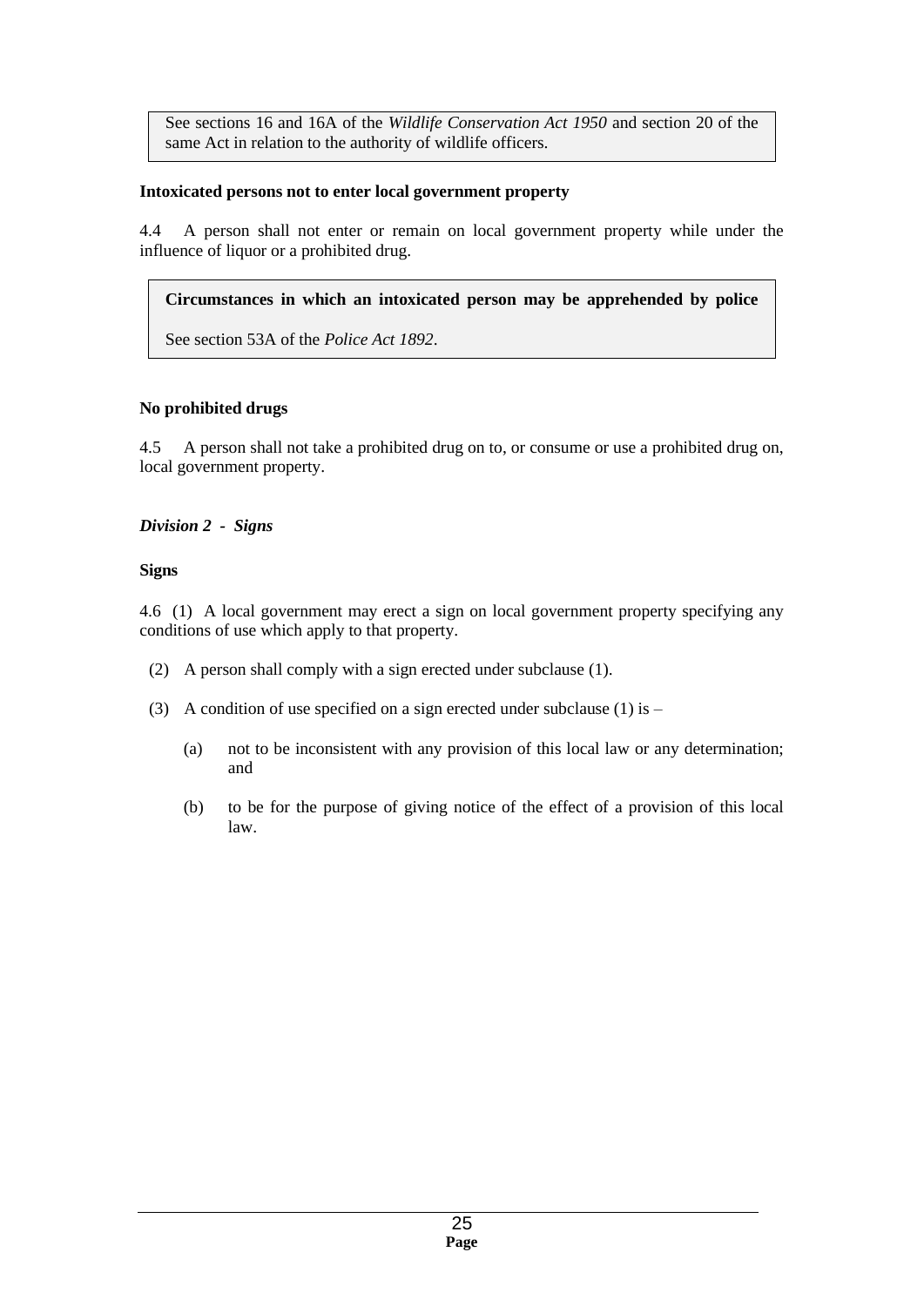> See sections 16 and 16A of the *Wildlife Conservation Act 1950* and section 20 of the same Act in relation to the authority of wildlife officers.

**Intoxicated persons not to enter local government property**

4.4 A person shall not enter or remain on local government property while under the influence of liquor or a prohibited drug.

> **Circumstances in which an intoxicated person may be apprehended by police**
>
> See section 53A of the *Police Act 1892*.

**No prohibited drugs**

4.5 A person shall not take a prohibited drug on to, or consume or use a prohibited drug on, local government property.

***Division 2 - Signs***

**Signs**

4.6 (1) A local government may erect a sign on local government property specifying any conditions of use which apply to that property.

(2) A person shall comply with a sign erected under subclause (1).

(3) A condition of use specified on a sign erected under subclause (1) is –

(a) not to be inconsistent with any provision of this local law or any determination; and

(b) to be for the purpose of giving notice of the effect of a provision of this local law.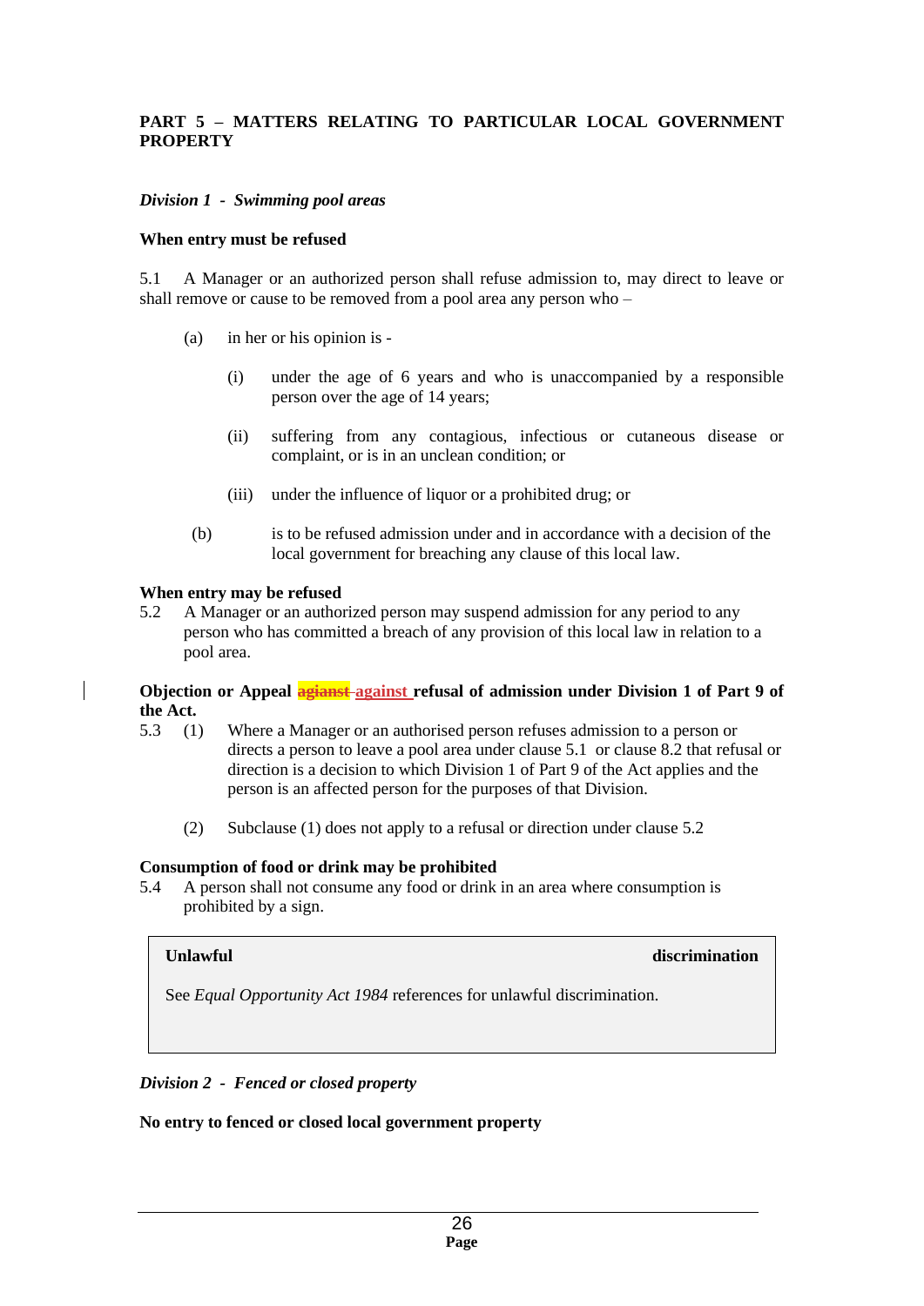**PART 5 – MATTERS RELATING TO PARTICULAR LOCAL GOVERNMENT PROPERTY**

***Division 1 - Swimming pool areas***

**When entry must be refused**

5.1 A Manager or an authorized person shall refuse admission to, may direct to leave or shall remove or cause to be removed from a pool area any person who –

(a) in her or his opinion is -

(i) under the age of 6 years and who is unaccompanied by a responsible person over the age of 14 years;

(ii) suffering from any contagious, infectious or cutaneous disease or complaint, or is in an unclean condition; or

(iii) under the influence of liquor or a prohibited drug; or

(b) is to be refused admission under and in accordance with a decision of the local government for breaching any clause of this local law.

**When entry may be refused**

5.2 A Manager or an authorized person may suspend admission for any period to any person who has committed a breach of any provision of this local law in relation to a pool area.

**Objection or Appeal ~~agianst~~ against refusal of admission under Division 1 of Part 9 of the Act.**

5.3 (1) Where a Manager or an authorised person refuses admission to a person or directs a person to leave a pool area under clause 5.1 or clause 8.2 that refusal or direction is a decision to which Division 1 of Part 9 of the Act applies and the person is an affected person for the purposes of that Division.

(2) Subclause (1) does not apply to a refusal or direction under clause 5.2

**Consumption of food or drink may be prohibited**

5.4 A person shall not consume any food or drink in an area where consumption is prohibited by a sign.

> **Unlawful discrimination**
>
> See *Equal Opportunity Act 1984* references for unlawful discrimination.

***Division 2 - Fenced or closed property***

**No entry to fenced or closed local government property**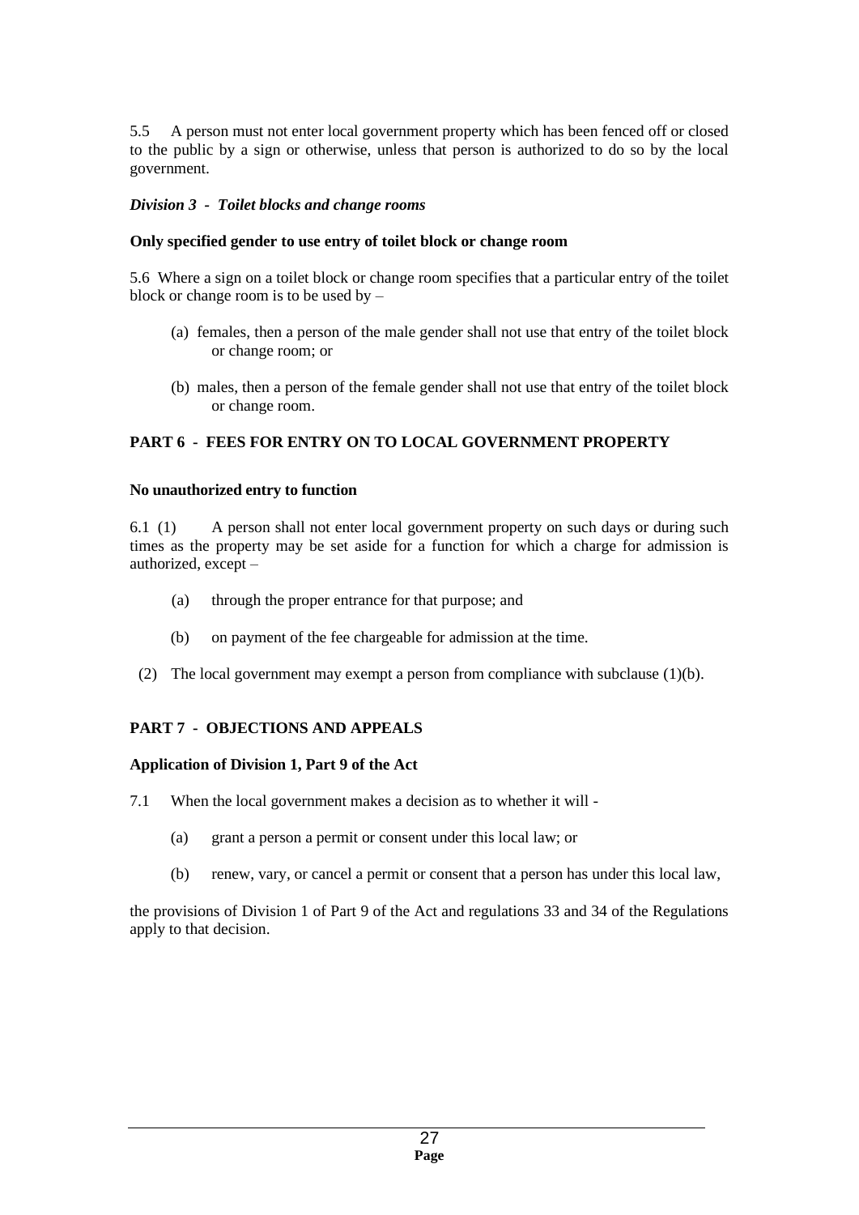5.5 A person must not enter local government property which has been fenced off or closed to the public by a sign or otherwise, unless that person is authorized to do so by the local government.

### *Division 3 - Toilet blocks and change rooms*

**Only specified gender to use entry of toilet block or change room**

5.6 Where a sign on a toilet block or change room specifies that a particular entry of the toilet block or change room is to be used by –

(a) females, then a person of the male gender shall not use that entry of the toilet block or change room; or

(b) males, then a person of the female gender shall not use that entry of the toilet block or change room.

## PART 6 - FEES FOR ENTRY ON TO LOCAL GOVERNMENT PROPERTY

**No unauthorized entry to function**

6.1 (1) A person shall not enter local government property on such days or during such times as the property may be set aside for a function for which a charge for admission is authorized, except –

(a) through the proper entrance for that purpose; and

(b) on payment of the fee chargeable for admission at the time.

(2) The local government may exempt a person from compliance with subclause (1)(b).

## PART 7 - OBJECTIONS AND APPEALS

**Application of Division 1, Part 9 of the Act**

7.1 When the local government makes a decision as to whether it will -

(a) grant a person a permit or consent under this local law; or

(b) renew, vary, or cancel a permit or consent that a person has under this local law,

the provisions of Division 1 of Part 9 of the Act and regulations 33 and 34 of the Regulations apply to that decision.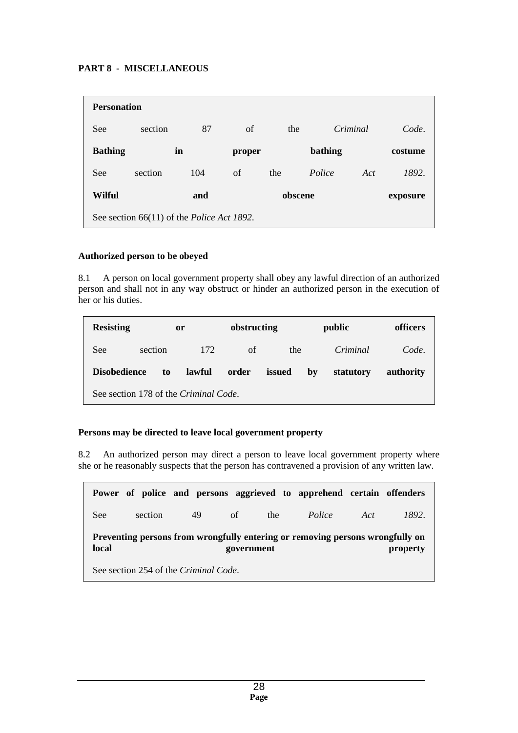**PART 8 - MISCELLANEOUS**

> **Personation**
>
> See section 87 of the *Criminal Code*.
>
> **Bathing in proper bathing costume**
>
> See section 104 of the *Police Act 1892*.
>
> **Wilful and obscene exposure**
>
> See section 66(11) of the *Police Act 1892*.

**Authorized person to be obeyed**

8.1 A person on local government property shall obey any lawful direction of an authorized person and shall not in any way obstruct or hinder an authorized person in the execution of her or his duties.

> **Resisting or obstructing public officers**
>
> See section 172 of the *Criminal Code*.
>
> **Disobedience to lawful order issued by statutory authority**
>
> See section 178 of the *Criminal Code*.

**Persons may be directed to leave local government property**

8.2 An authorized person may direct a person to leave local government property where she or he reasonably suspects that the person has contravened a provision of any written law.

> **Power of police and persons aggrieved to apprehend certain offenders**
>
> See section 49 of the *Police Act 1892*.
>
> **Preventing persons from wrongfully entering or removing persons wrongfully on local government property**
>
> See section 254 of the *Criminal Code*.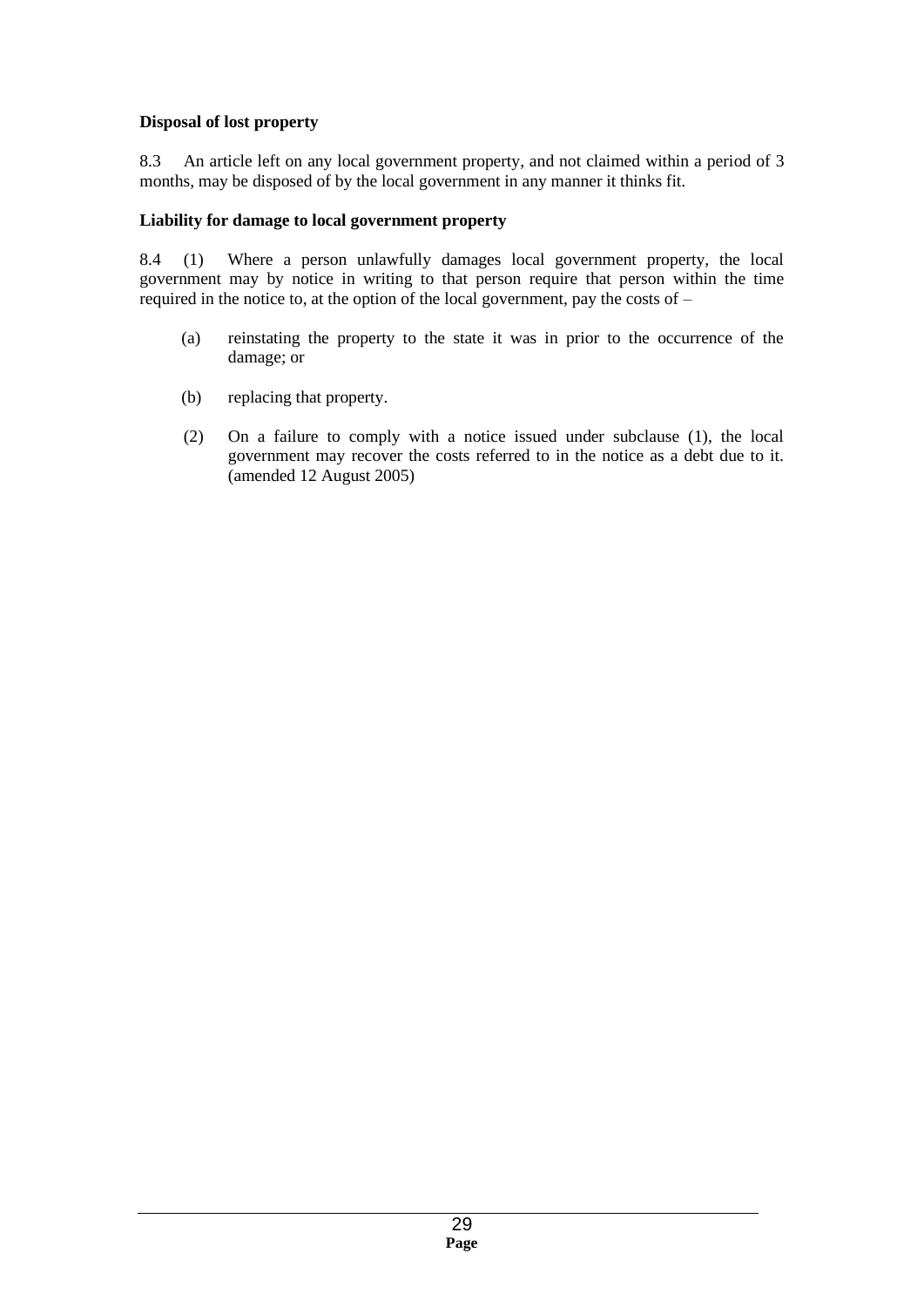**Disposal of lost property**

8.3 An article left on any local government property, and not claimed within a period of 3 months, may be disposed of by the local government in any manner it thinks fit.

**Liability for damage to local government property**

8.4 (1) Where a person unlawfully damages local government property, the local government may by notice in writing to that person require that person within the time required in the notice to, at the option of the local government, pay the costs of –

(a) reinstating the property to the state it was in prior to the occurrence of the damage; or

(b) replacing that property.

(2) On a failure to comply with a notice issued under subclause (1), the local government may recover the costs referred to in the notice as a debt due to it. (amended 12 August 2005)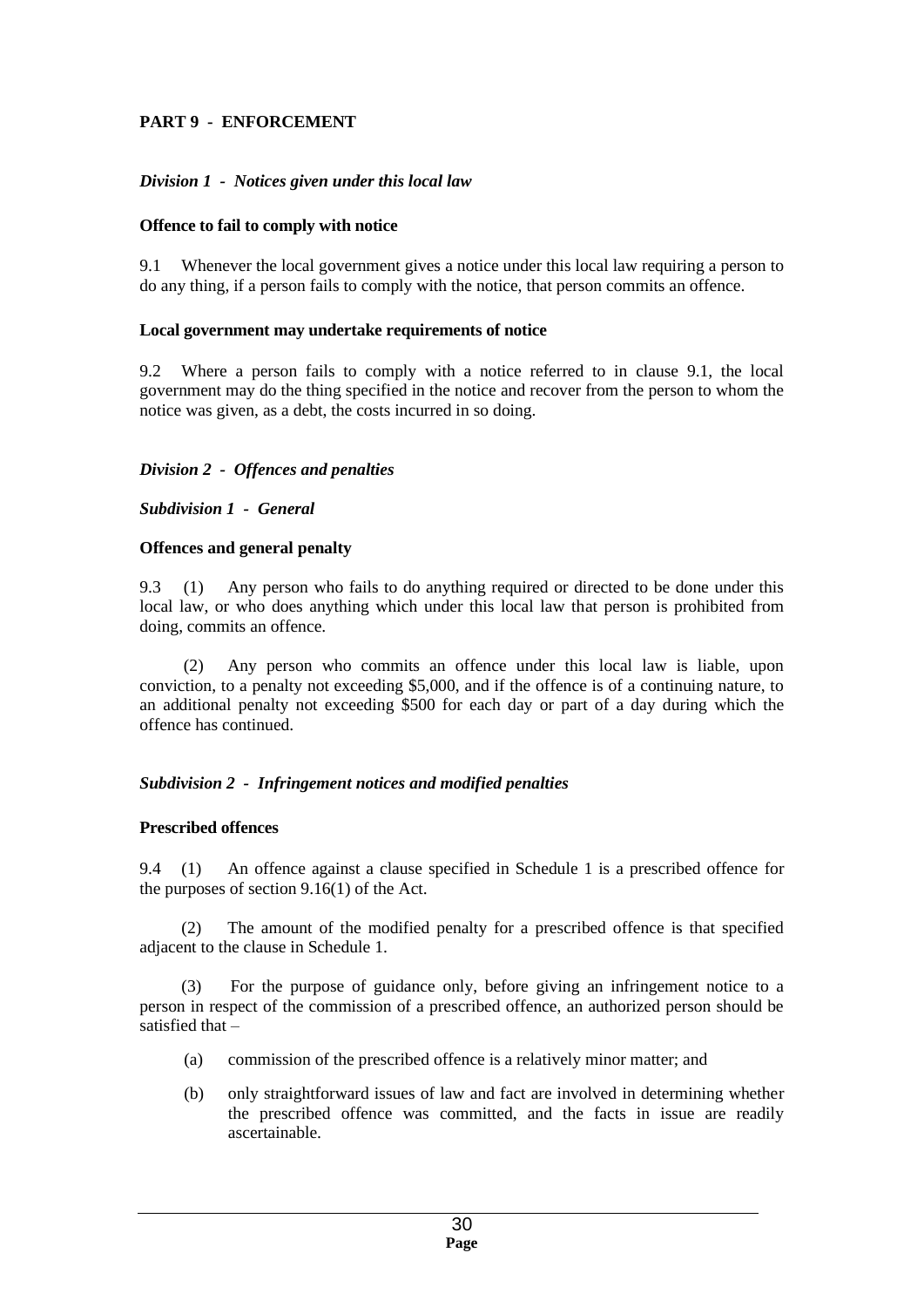## PART 9 - ENFORCEMENT

### *Division 1 - Notices given under this local law*

**Offence to fail to comply with notice**

9.1 Whenever the local government gives a notice under this local law requiring a person to do any thing, if a person fails to comply with the notice, that person commits an offence.

**Local government may undertake requirements of notice**

9.2 Where a person fails to comply with a notice referred to in clause 9.1, the local government may do the thing specified in the notice and recover from the person to whom the notice was given, as a debt, the costs incurred in so doing.

### *Division 2 - Offences and penalties*

#### *Subdivision 1 - General*

**Offences and general penalty**

9.3 (1) Any person who fails to do anything required or directed to be done under this local law, or who does anything which under this local law that person is prohibited from doing, commits an offence.

(2) Any person who commits an offence under this local law is liable, upon conviction, to a penalty not exceeding $5,000, and if the offence is of a continuing nature, to an additional penalty not exceeding $500 for each day or part of a day during which the offence has continued.

#### *Subdivision 2 - Infringement notices and modified penalties*

**Prescribed offences**

9.4 (1) An offence against a clause specified in Schedule 1 is a prescribed offence for the purposes of section 9.16(1) of the Act.

(2) The amount of the modified penalty for a prescribed offence is that specified adjacent to the clause in Schedule 1.

(3) For the purpose of guidance only, before giving an infringement notice to a person in respect of the commission of a prescribed offence, an authorized person should be satisfied that –

(a) commission of the prescribed offence is a relatively minor matter; and

(b) only straightforward issues of law and fact are involved in determining whether the prescribed offence was committed, and the facts in issue are readily ascertainable.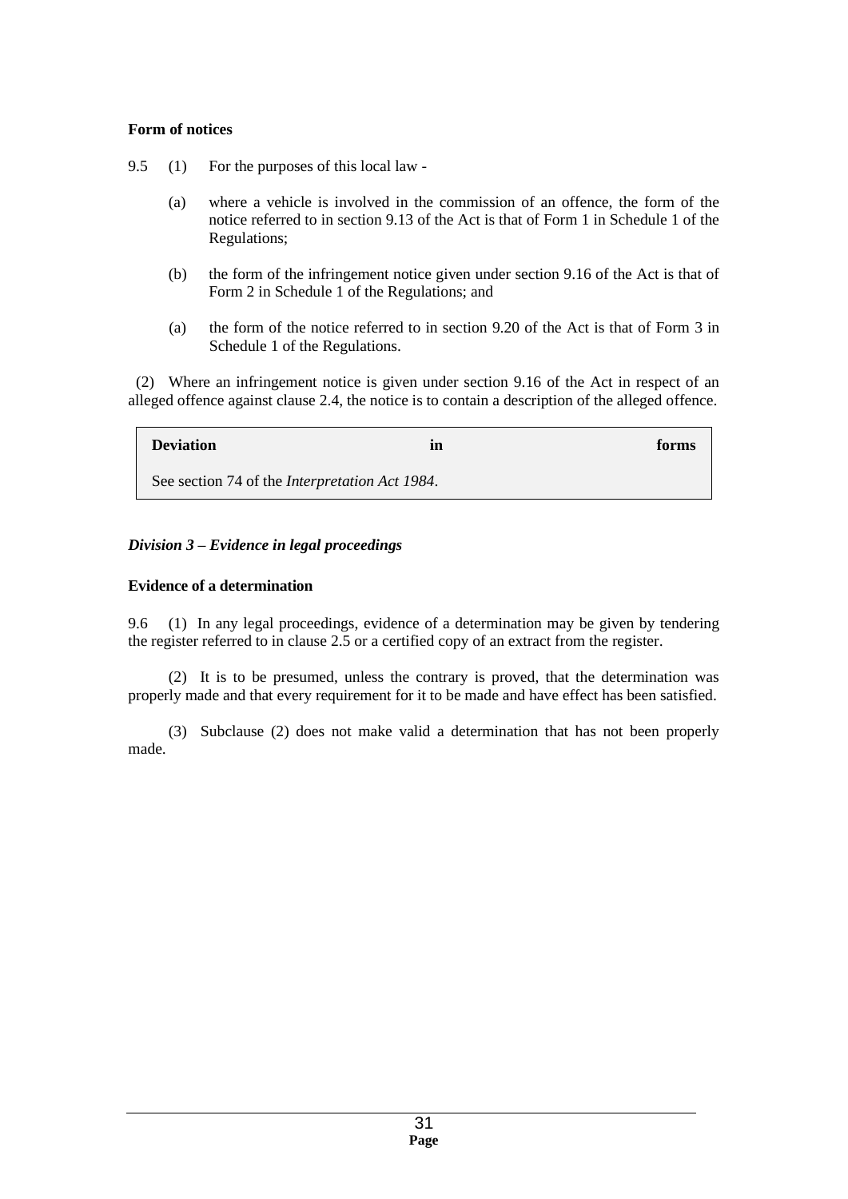**Form of notices**

9.5 (1) For the purposes of this local law -

(a) where a vehicle is involved in the commission of an offence, the form of the notice referred to in section 9.13 of the Act is that of Form 1 in Schedule 1 of the Regulations;

(b) the form of the infringement notice given under section 9.16 of the Act is that of Form 2 in Schedule 1 of the Regulations; and

(a) the form of the notice referred to in section 9.20 of the Act is that of Form 3 in Schedule 1 of the Regulations.

(2) Where an infringement notice is given under section 9.16 of the Act in respect of an alleged offence against clause 2.4, the notice is to contain a description of the alleged offence.

> **Deviation in forms**
>
> See section 74 of the *Interpretation Act 1984*.

### *Division 3 – Evidence in legal proceedings*

**Evidence of a determination**

9.6 (1) In any legal proceedings, evidence of a determination may be given by tendering the register referred to in clause 2.5 or a certified copy of an extract from the register.

(2) It is to be presumed, unless the contrary is proved, that the determination was properly made and that every requirement for it to be made and have effect has been satisfied.

(3) Subclause (2) does not make valid a determination that has not been properly made.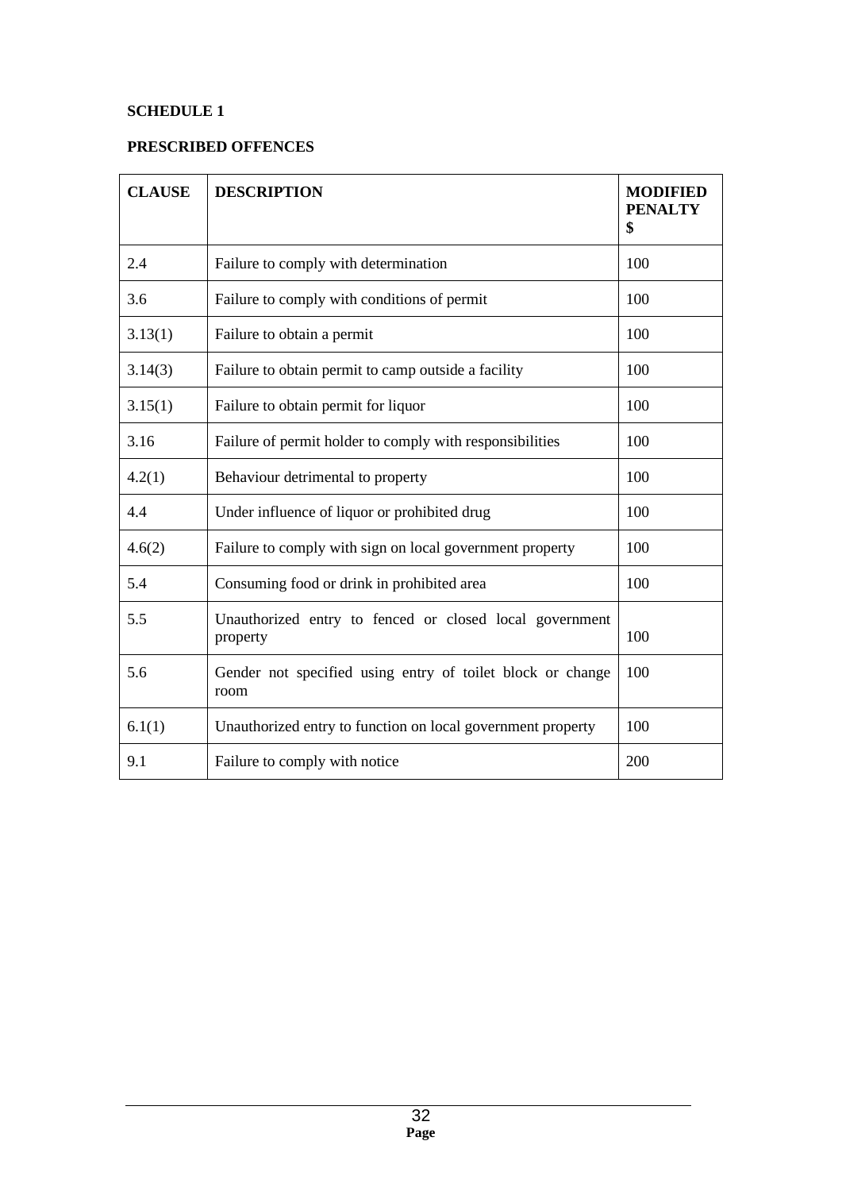**SCHEDULE 1**

**PRESCRIBED OFFENCES**

| **CLAUSE** | **DESCRIPTION** | **MODIFIED PENALTY $** |
|---|---|---|
| 2.4 | Failure to comply with determination | 100 |
| 3.6 | Failure to comply with conditions of permit | 100 |
| 3.13(1) | Failure to obtain a permit | 100 |
| 3.14(3) | Failure to obtain permit to camp outside a facility | 100 |
| 3.15(1) | Failure to obtain permit for liquor | 100 |
| 3.16 | Failure of permit holder to comply with responsibilities | 100 |
| 4.2(1) | Behaviour detrimental to property | 100 |
| 4.4 | Under influence of liquor or prohibited drug | 100 |
| 4.6(2) | Failure to comply with sign on local government property | 100 |
| 5.4 | Consuming food or drink in prohibited area | 100 |
| 5.5 | Unauthorized entry to fenced or closed local government property | 100 |
| 5.6 | Gender not specified using entry of toilet block or change room | 100 |
| 6.1(1) | Unauthorized entry to function on local government property | 100 |
| 9.1 | Failure to comply with notice | 200 |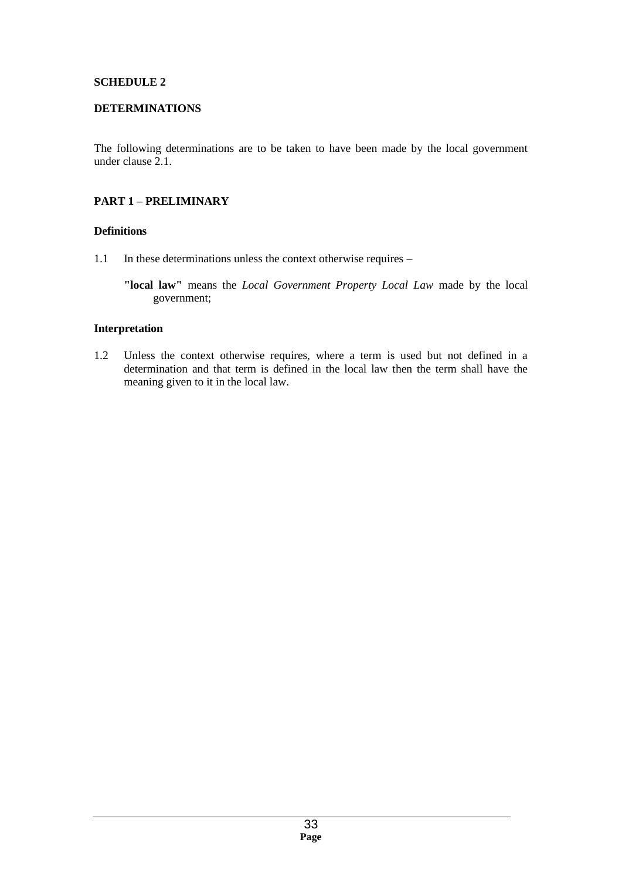**SCHEDULE 2**

**DETERMINATIONS**

The following determinations are to be taken to have been made by the local government under clause 2.1.

**PART 1 – PRELIMINARY**

**Definitions**

1.1 In these determinations unless the context otherwise requires –

**"local law"** means the *Local Government Property Local Law* made by the local government;

**Interpretation**

1.2 Unless the context otherwise requires, where a term is used but not defined in a determination and that term is defined in the local law then the term shall have the meaning given to it in the local law.